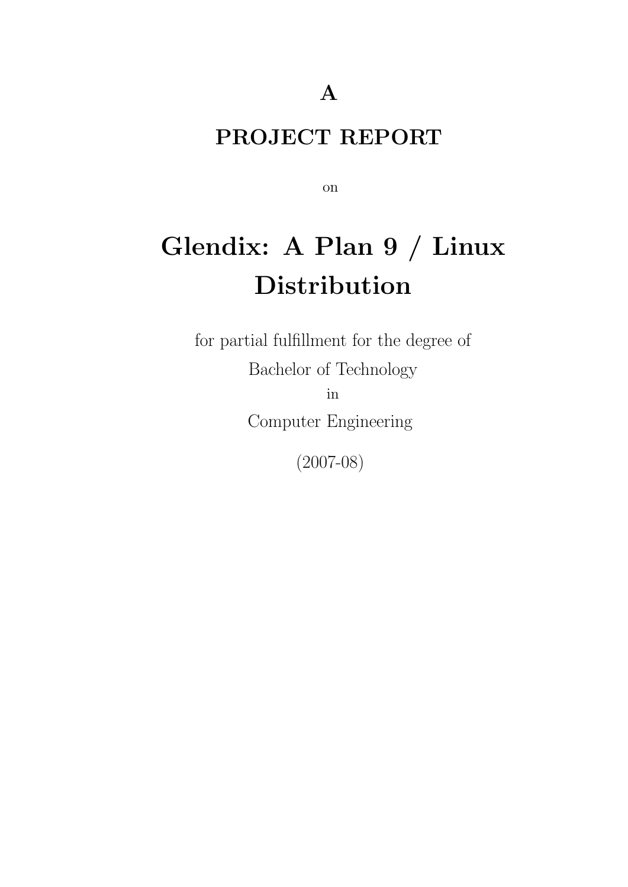**A**

**PROJECT REPORT**

on

# Glendix: A Plan 9 / Linux Distribution

for partial fulfillment for the degree of

Bachelor of Technology

in

Computer Engineering

(2007-08)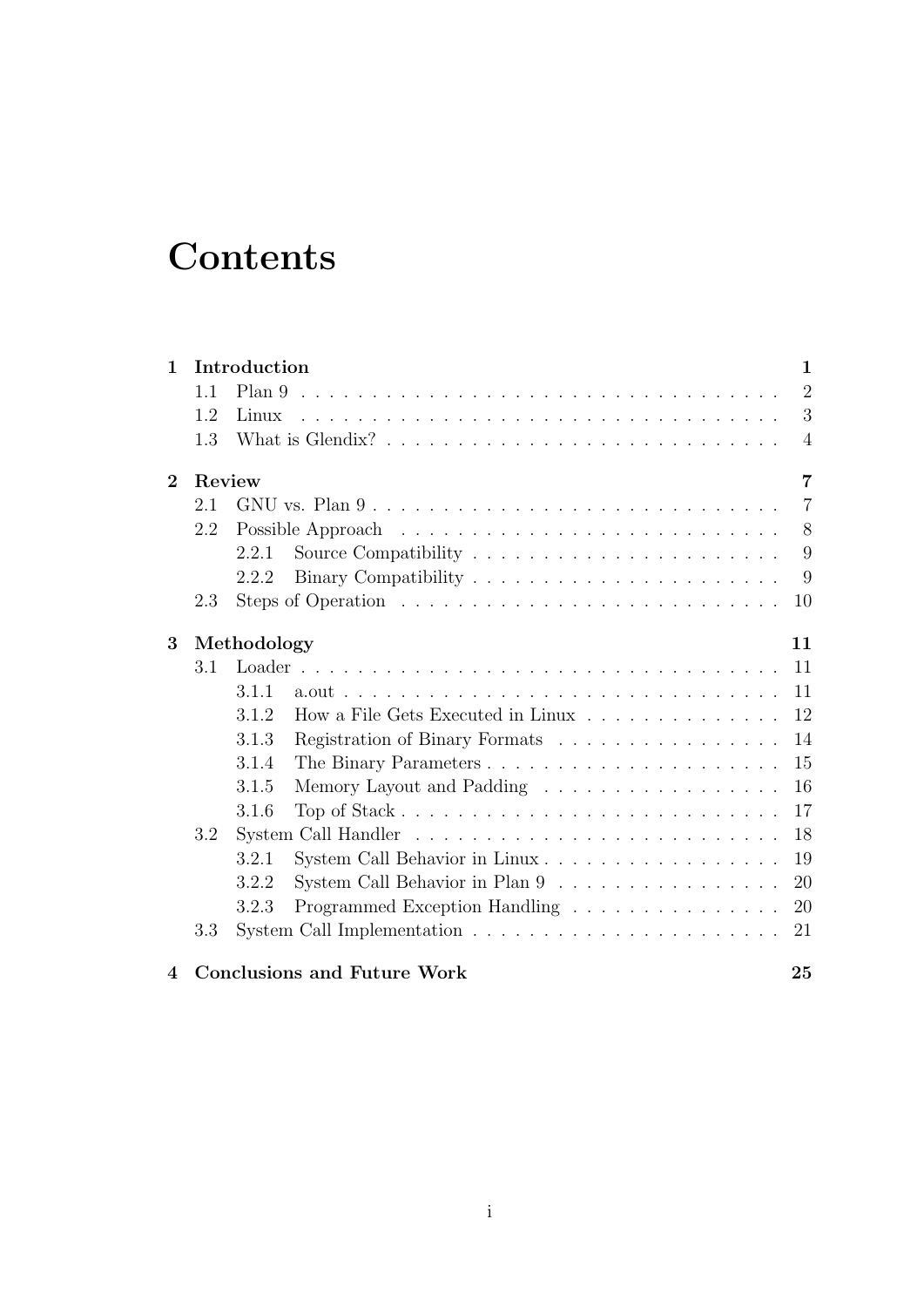# Contents

**1 Introduction** **1**

- 1.1 Plan 9 . . . . . . . . . . 2
- 1.2 Linux . . . . . . . . . . 3
- 1.3 What is Glendix? . . . . . . . . . . 4

**2 Review** **7**

- 2.1 GNU vs. Plan 9 . . . . . . . . . . 7
- 2.2 Possible Approach . . . . . . . . . . 8
  - 2.2.1 Source Compatibility . . . . . . . . . . 9
  - 2.2.2 Binary Compatibility . . . . . . . . . . 9
- 2.3 Steps of Operation . . . . . . . . . . 10

**3 Methodology** **11**

- 3.1 Loader . . . . . . . . . . 11
  - 3.1.1 a.out . . . . . . . . . . 11
  - 3.1.2 How a File Gets Executed in Linux . . . . . . . . . . 12
  - 3.1.3 Registration of Binary Formats . . . . . . . . . . 14
  - 3.1.4 The Binary Parameters . . . . . . . . . . 15
  - 3.1.5 Memory Layout and Padding . . . . . . . . . . 16
  - 3.1.6 Top of Stack . . . . . . . . . . 17
- 3.2 System Call Handler . . . . . . . . . . 18
  - 3.2.1 System Call Behavior in Linux . . . . . . . . . . 19
  - 3.2.2 System Call Behavior in Plan 9 . . . . . . . . . . 20
  - 3.2.3 Programmed Exception Handling . . . . . . . . . . 20
- 3.3 System Call Implementation . . . . . . . . . . 21

**4 Conclusions and Future Work** **25**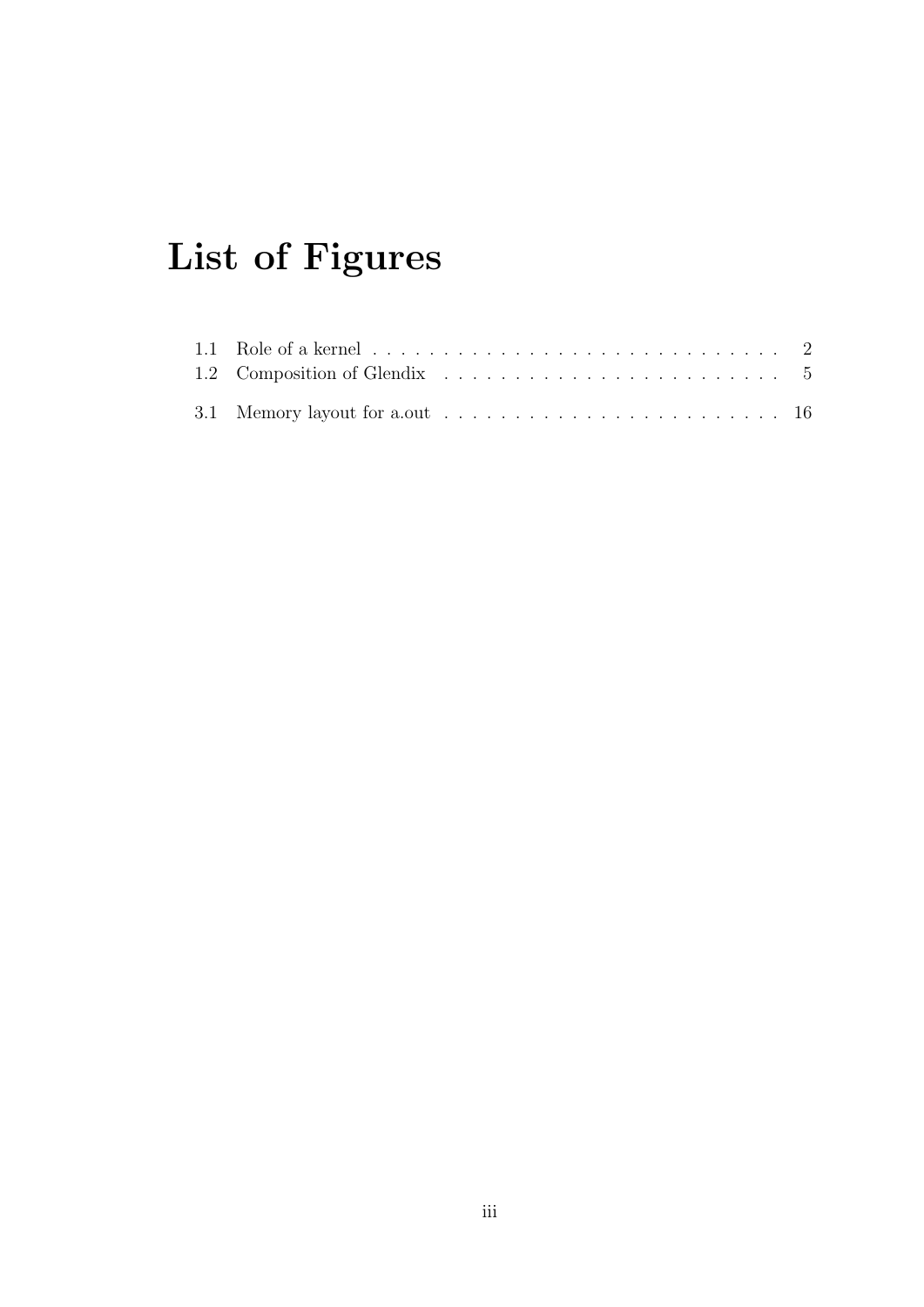# List of Figures

1.1 Role of a kernel . . . . . . . . . . . . . . . . . . . . . . . . . . . . . . 2
1.2 Composition of Glendix . . . . . . . . . . . . . . . . . . . . . . . . . 5

3.1 Memory layout for a.out . . . . . . . . . . . . . . . . . . . . . . . . . 16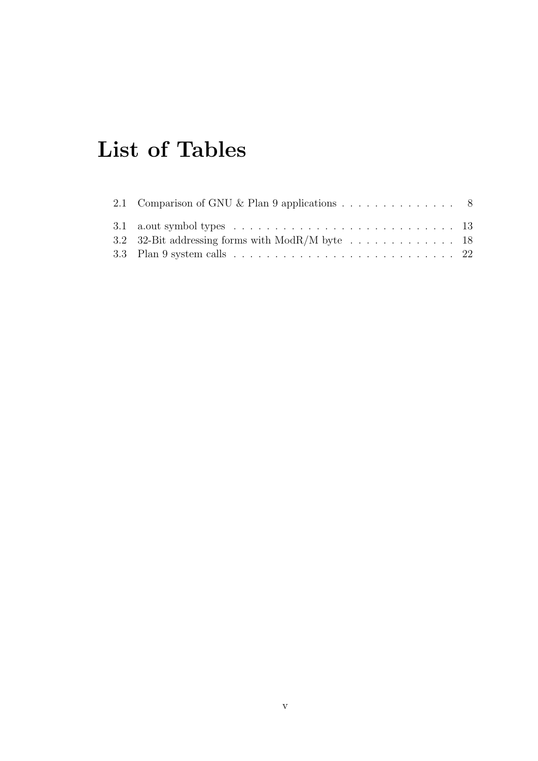# List of Tables

2.1 Comparison of GNU & Plan 9 applications . . . . . . . . . . . . . . . 8

3.1 a.out symbol types . . . . . . . . . . . . . . . . . . . . . . . . . . . 13
3.2 32-Bit addressing forms with ModR/M byte . . . . . . . . . . . . . 18
3.3 Plan 9 system calls . . . . . . . . . . . . . . . . . . . . . . . . . . . 22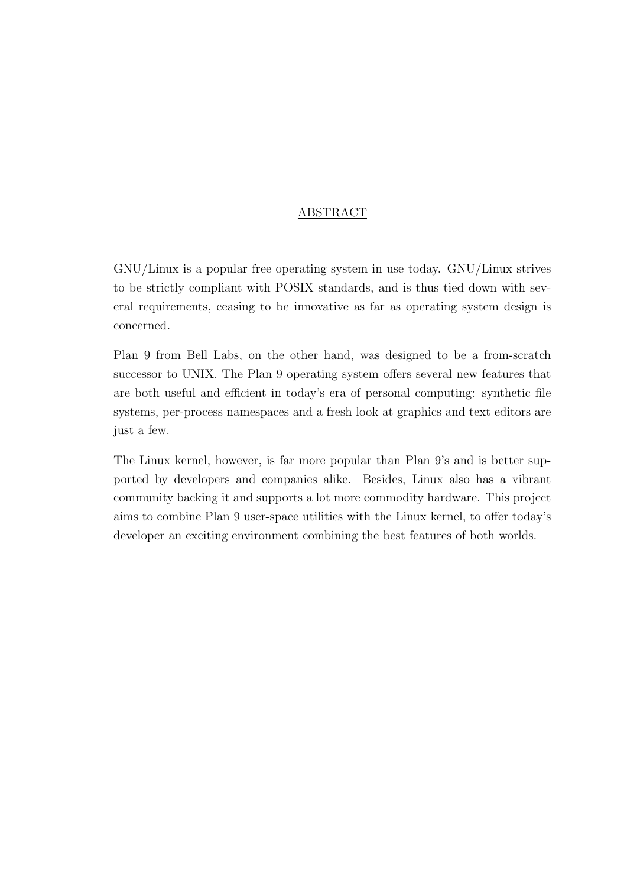## ABSTRACT

GNU/Linux is a popular free operating system in use today. GNU/Linux strives to be strictly compliant with POSIX standards, and is thus tied down with several requirements, ceasing to be innovative as far as operating system design is concerned.

Plan 9 from Bell Labs, on the other hand, was designed to be a from-scratch successor to UNIX. The Plan 9 operating system offers several new features that are both useful and efficient in today's era of personal computing: synthetic file systems, per-process namespaces and a fresh look at graphics and text editors are just a few.

The Linux kernel, however, is far more popular than Plan 9's and is better supported by developers and companies alike. Besides, Linux also has a vibrant community backing it and supports a lot more commodity hardware. This project aims to combine Plan 9 user-space utilities with the Linux kernel, to offer today's developer an exciting environment combining the best features of both worlds.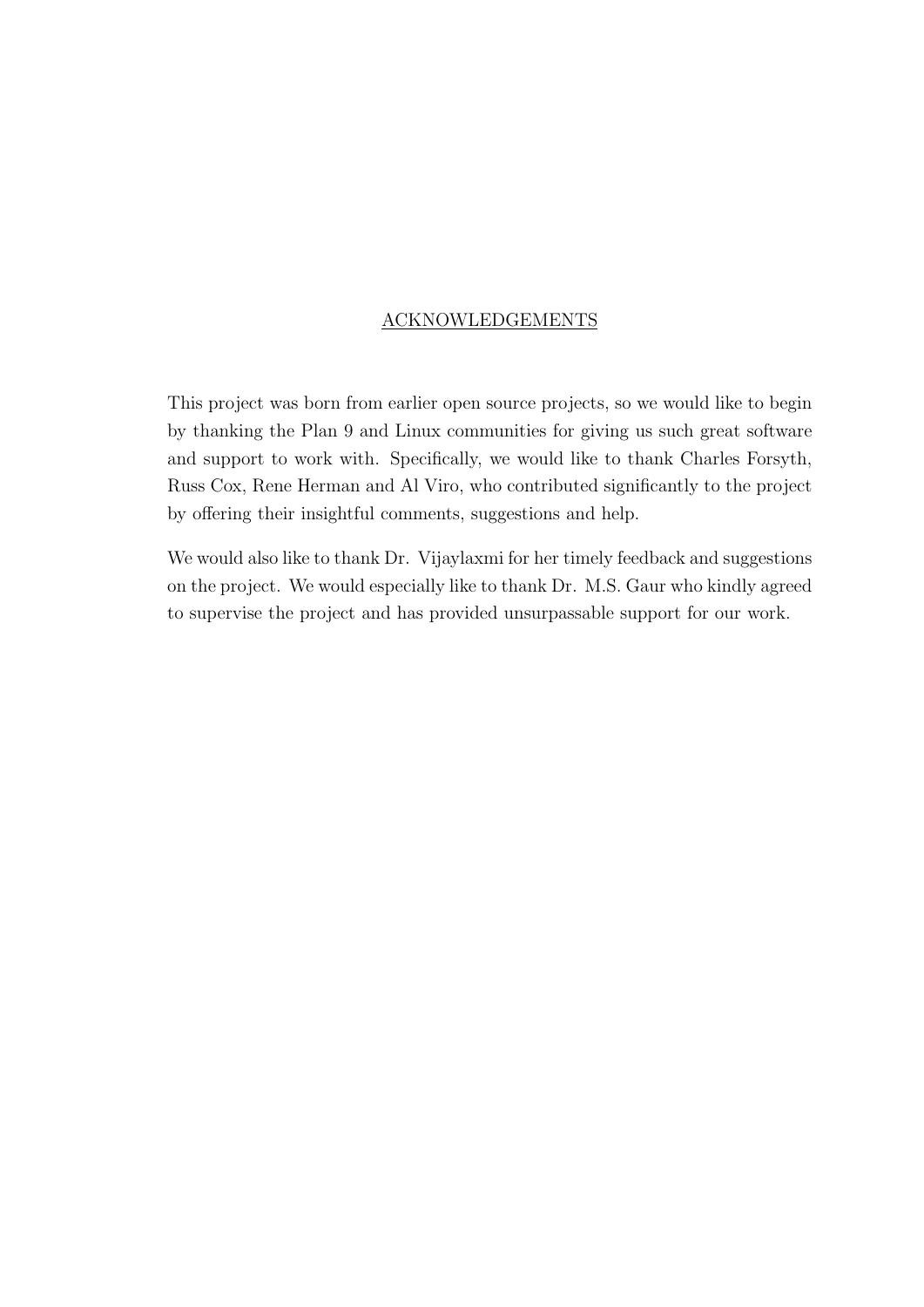# ACKNOWLEDGEMENTS

This project was born from earlier open source projects, so we would like to begin by thanking the Plan 9 and Linux communities for giving us such great software and support to work with. Specifically, we would like to thank Charles Forsyth, Russ Cox, Rene Herman and Al Viro, who contributed significantly to the project by offering their insightful comments, suggestions and help.

We would also like to thank Dr. Vijaylaxmi for her timely feedback and suggestions on the project. We would especially like to thank Dr. M.S. Gaur who kindly agreed to supervise the project and has provided unsurpassable support for our work.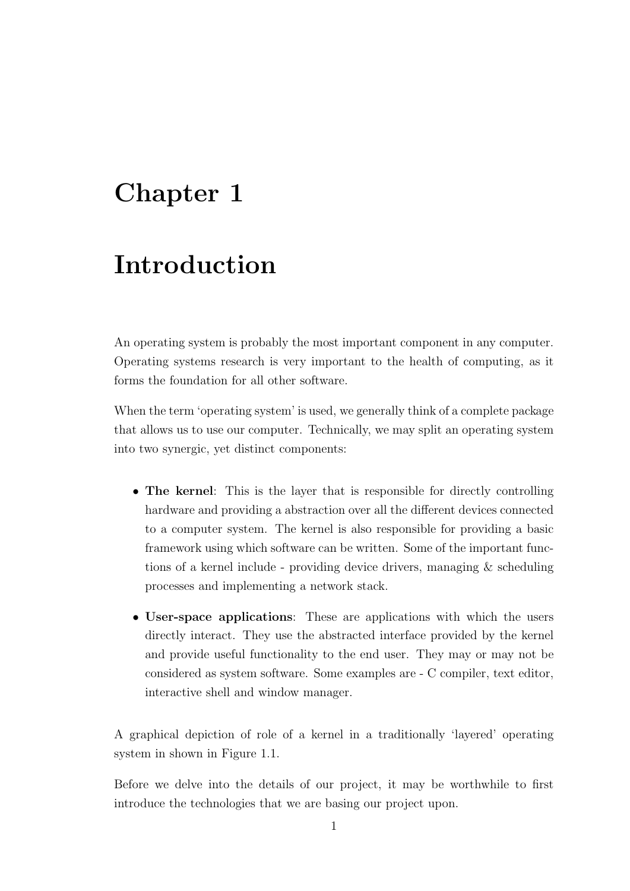# Chapter 1

# Introduction

An operating system is probably the most important component in any computer. Operating systems research is very important to the health of computing, as it forms the foundation for all other software.

When the term 'operating system' is used, we generally think of a complete package that allows us to use our computer. Technically, we may split an operating system into two synergic, yet distinct components:

- **The kernel**: This is the layer that is responsible for directly controlling hardware and providing a abstraction over all the different devices connected to a computer system. The kernel is also responsible for providing a basic framework using which software can be written. Some of the important functions of a kernel include - providing device drivers, managing & scheduling processes and implementing a network stack.
- **User-space applications**: These are applications with which the users directly interact. They use the abstracted interface provided by the kernel and provide useful functionality to the end user. They may or may not be considered as system software. Some examples are - C compiler, text editor, interactive shell and window manager.

A graphical depiction of role of a kernel in a traditionally 'layered' operating system in shown in Figure 1.1.

Before we delve into the details of our project, it may be worthwhile to first introduce the technologies that we are basing our project upon.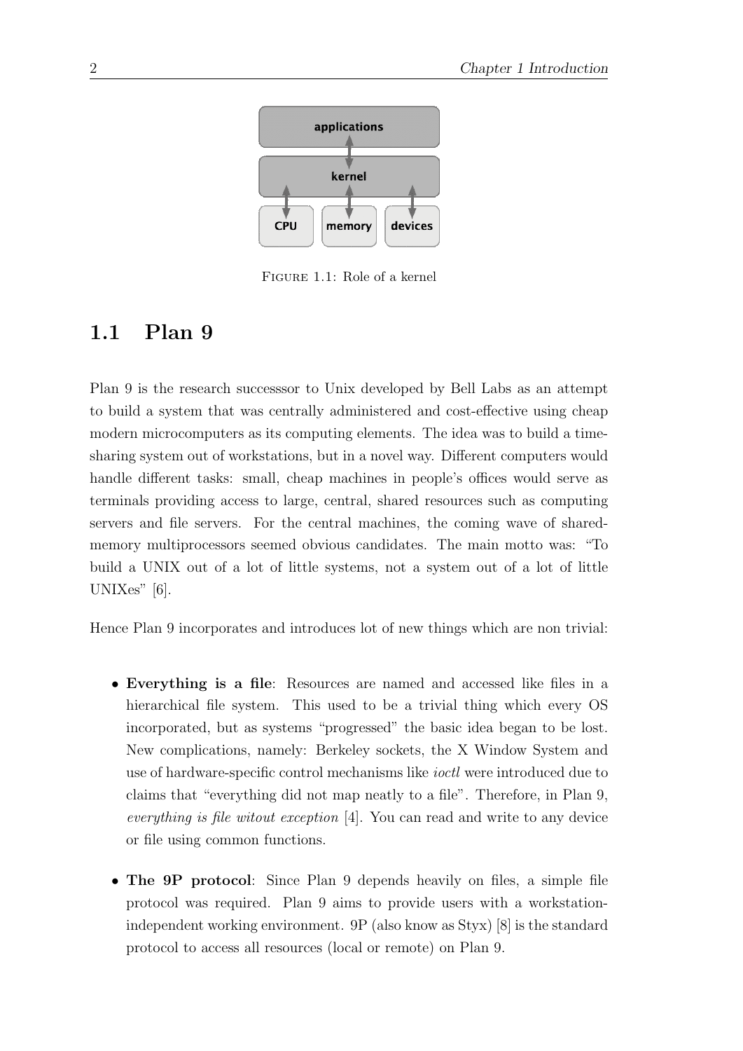FIGURE 1.1: Role of a kernel

## 1.1 Plan 9

Plan 9 is the research successsor to Unix developed by Bell Labs as an attempt to build a system that was centrally administered and cost-effective using cheap modern microcomputers as its computing elements. The idea was to build a time-sharing system out of workstations, but in a novel way. Different computers would handle different tasks: small, cheap machines in people's offices would serve as terminals providing access to large, central, shared resources such as computing servers and file servers. For the central machines, the coming wave of shared-memory multiprocessors seemed obvious candidates. The main motto was: "To build a UNIX out of a lot of little systems, not a system out of a lot of little UNIXes" [6].

Hence Plan 9 incorporates and introduces lot of new things which are non trivial:

- **Everything is a file**: Resources are named and accessed like files in a hierarchical file system. This used to be a trivial thing which every OS incorporated, but as systems "progressed" the basic idea began to be lost. New complications, namely: Berkeley sockets, the X Window System and use of hardware-specific control mechanisms like *ioctl* were introduced due to claims that "everything did not map neatly to a file". Therefore, in Plan 9, *everything is file witout exception* [4]. You can read and write to any device or file using common functions.
- **The 9P protocol**: Since Plan 9 depends heavily on files, a simple file protocol was required. Plan 9 aims to provide users with a workstation-independent working environment. 9P (also know as Styx) [8] is the standard protocol to access all resources (local or remote) on Plan 9.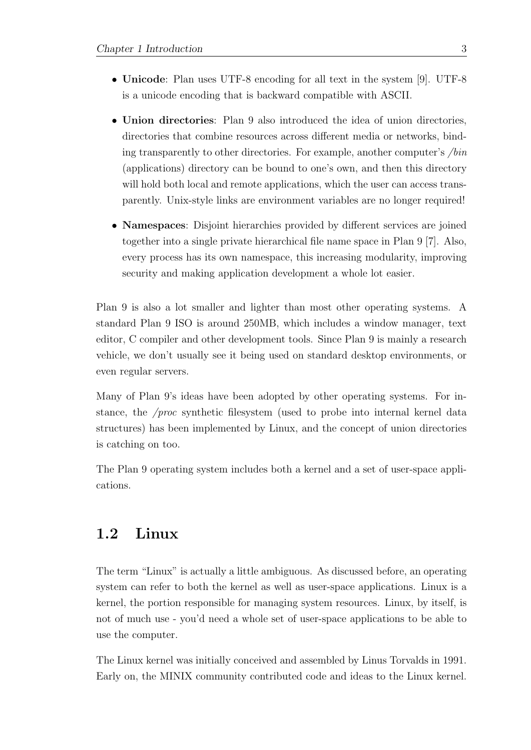- **Unicode**: Plan uses UTF-8 encoding for all text in the system [9]. UTF-8 is a unicode encoding that is backward compatible with ASCII.
- **Union directories**: Plan 9 also introduced the idea of union directories, directories that combine resources across different media or networks, binding transparently to other directories. For example, another computer's */bin* (applications) directory can be bound to one's own, and then this directory will hold both local and remote applications, which the user can access transparently. Unix-style links are environment variables are no longer required!
- **Namespaces**: Disjoint hierarchies provided by different services are joined together into a single private hierarchical file name space in Plan 9 [7]. Also, every process has its own namespace, this increasing modularity, improving security and making application development a whole lot easier.

Plan 9 is also a lot smaller and lighter than most other operating systems. A standard Plan 9 ISO is around 250MB, which includes a window manager, text editor, C compiler and other development tools. Since Plan 9 is mainly a research vehicle, we don't usually see it being used on standard desktop environments, or even regular servers.

Many of Plan 9's ideas have been adopted by other operating systems. For instance, the */proc* synthetic filesystem (used to probe into internal kernel data structures) has been implemented by Linux, and the concept of union directories is catching on too.

The Plan 9 operating system includes both a kernel and a set of user-space applications.

## 1.2 Linux

The term "Linux" is actually a little ambiguous. As discussed before, an operating system can refer to both the kernel as well as user-space applications. Linux is a kernel, the portion responsible for managing system resources. Linux, by itself, is not of much use - you'd need a whole set of user-space applications to be able to use the computer.

The Linux kernel was initially conceived and assembled by Linus Torvalds in 1991. Early on, the MINIX community contributed code and ideas to the Linux kernel.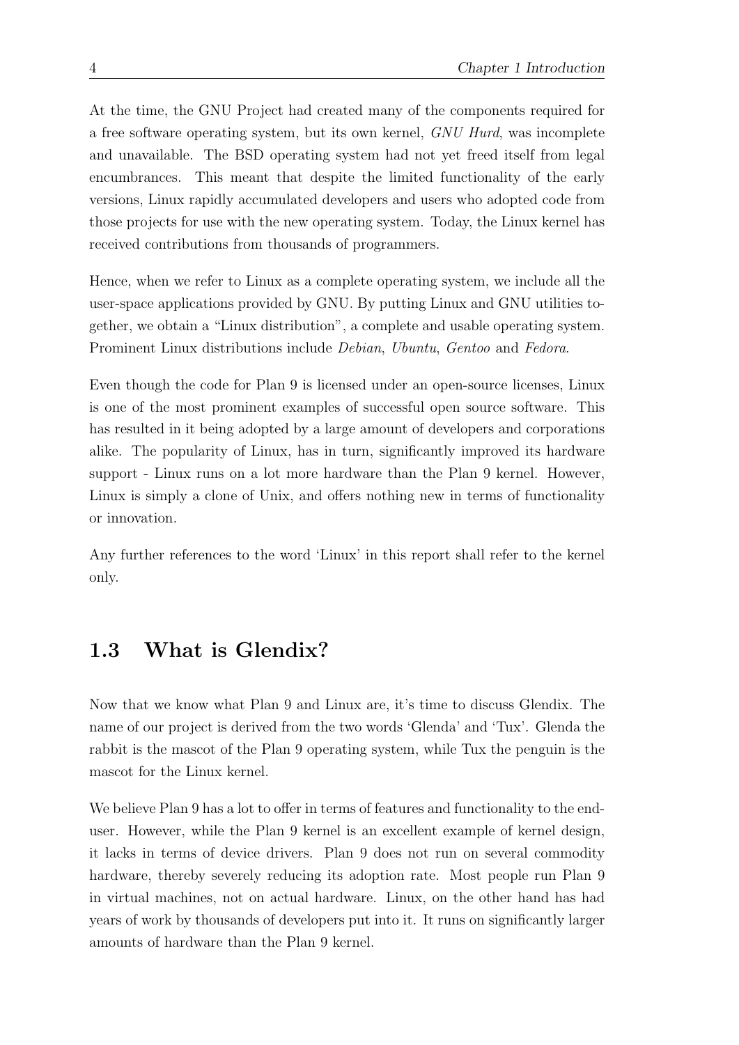At the time, the GNU Project had created many of the components required for a free software operating system, but its own kernel, *GNU Hurd*, was incomplete and unavailable. The BSD operating system had not yet freed itself from legal encumbrances. This meant that despite the limited functionality of the early versions, Linux rapidly accumulated developers and users who adopted code from those projects for use with the new operating system. Today, the Linux kernel has received contributions from thousands of programmers.

Hence, when we refer to Linux as a complete operating system, we include all the user-space applications provided by GNU. By putting Linux and GNU utilities together, we obtain a "Linux distribution", a complete and usable operating system. Prominent Linux distributions include *Debian*, *Ubuntu*, *Gentoo* and *Fedora*.

Even though the code for Plan 9 is licensed under an open-source licenses, Linux is one of the most prominent examples of successful open source software. This has resulted in it being adopted by a large amount of developers and corporations alike. The popularity of Linux, has in turn, significantly improved its hardware support - Linux runs on a lot more hardware than the Plan 9 kernel. However, Linux is simply a clone of Unix, and offers nothing new in terms of functionality or innovation.

Any further references to the word 'Linux' in this report shall refer to the kernel only.

## 1.3 What is Glendix?

Now that we know what Plan 9 and Linux are, it's time to discuss Glendix. The name of our project is derived from the two words 'Glenda' and 'Tux'. Glenda the rabbit is the mascot of the Plan 9 operating system, while Tux the penguin is the mascot for the Linux kernel.

We believe Plan 9 has a lot to offer in terms of features and functionality to the end-user. However, while the Plan 9 kernel is an excellent example of kernel design, it lacks in terms of device drivers. Plan 9 does not run on several commodity hardware, thereby severely reducing its adoption rate. Most people run Plan 9 in virtual machines, not on actual hardware. Linux, on the other hand has had years of work by thousands of developers put into it. It runs on significantly larger amounts of hardware than the Plan 9 kernel.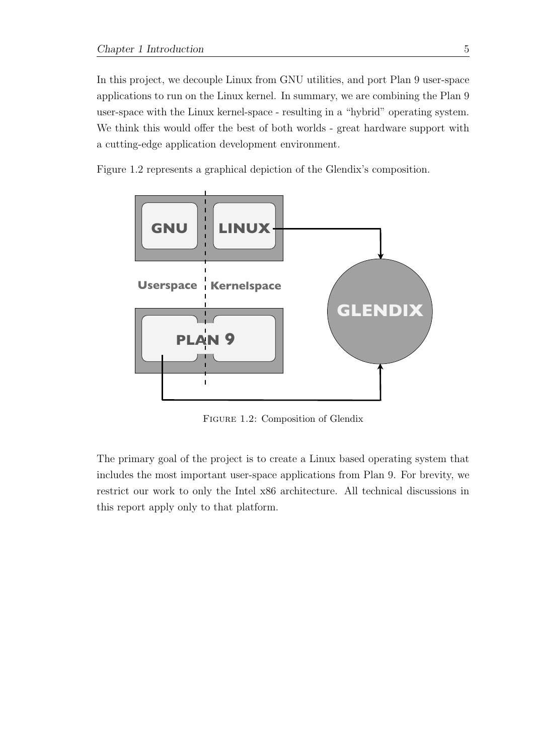In this project, we decouple Linux from GNU utilities, and port Plan 9 user-space applications to run on the Linux kernel. In summary, we are combining the Plan 9 user-space with the Linux kernel-space - resulting in a "hybrid" operating system. We think this would offer the best of both worlds - great hardware support with a cutting-edge application development environment.

Figure 1.2 represents a graphical depiction of the Glendix's composition.

FIGURE 1.2: Composition of Glendix

The primary goal of the project is to create a Linux based operating system that includes the most important user-space applications from Plan 9. For brevity, we restrict our work to only the Intel x86 architecture. All technical discussions in this report apply only to that platform.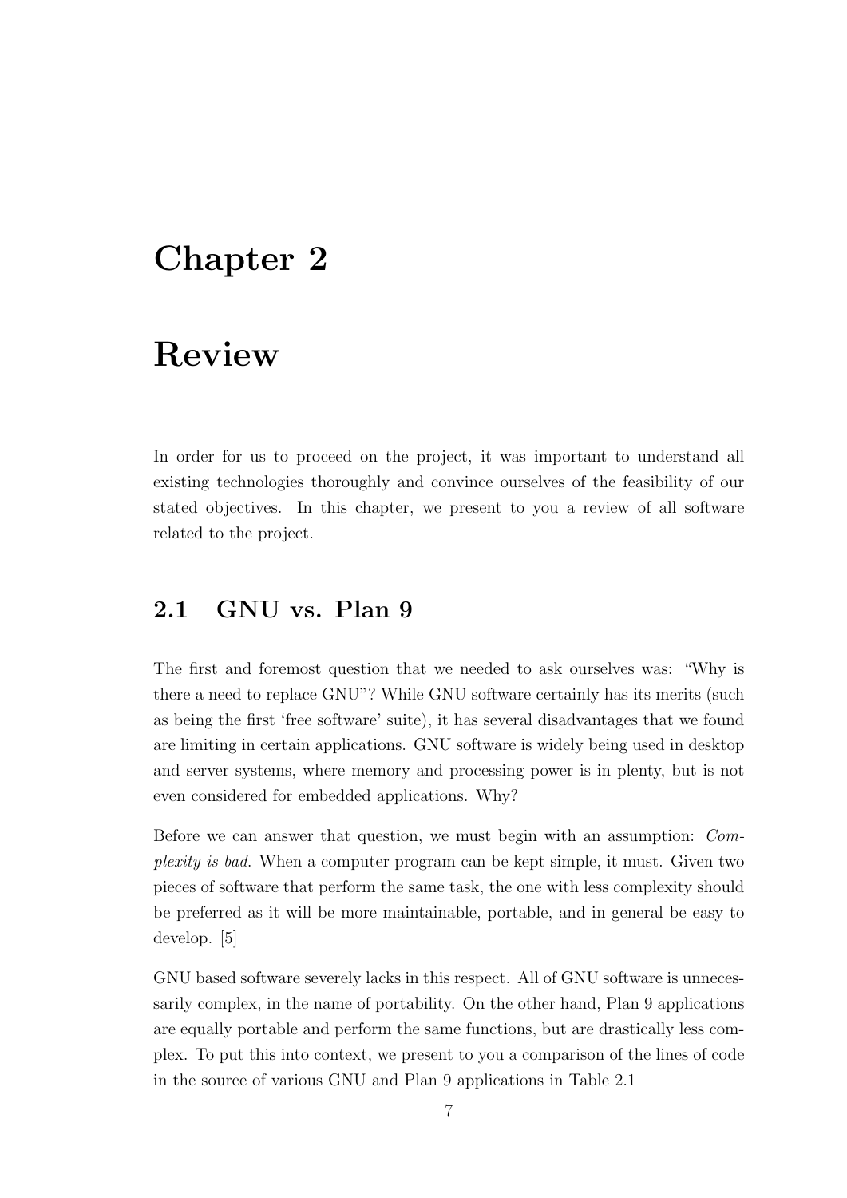# Chapter 2

# Review

In order for us to proceed on the project, it was important to understand all existing technologies thoroughly and convince ourselves of the feasibility of our stated objectives. In this chapter, we present to you a review of all software related to the project.

## 2.1 GNU vs. Plan 9

The first and foremost question that we needed to ask ourselves was: "Why is there a need to replace GNU"? While GNU software certainly has its merits (such as being the first 'free software' suite), it has several disadvantages that we found are limiting in certain applications. GNU software is widely being used in desktop and server systems, where memory and processing power is in plenty, but is not even considered for embedded applications. Why?

Before we can answer that question, we must begin with an assumption: *Complexity is bad*. When a computer program can be kept simple, it must. Given two pieces of software that perform the same task, the one with less complexity should be preferred as it will be more maintainable, portable, and in general be easy to develop. [5]

GNU based software severely lacks in this respect. All of GNU software is unnecessarily complex, in the name of portability. On the other hand, Plan 9 applications are equally portable and perform the same functions, but are drastically less complex. To put this into context, we present to you a comparison of the lines of code in the source of various GNU and Plan 9 applications in Table 2.1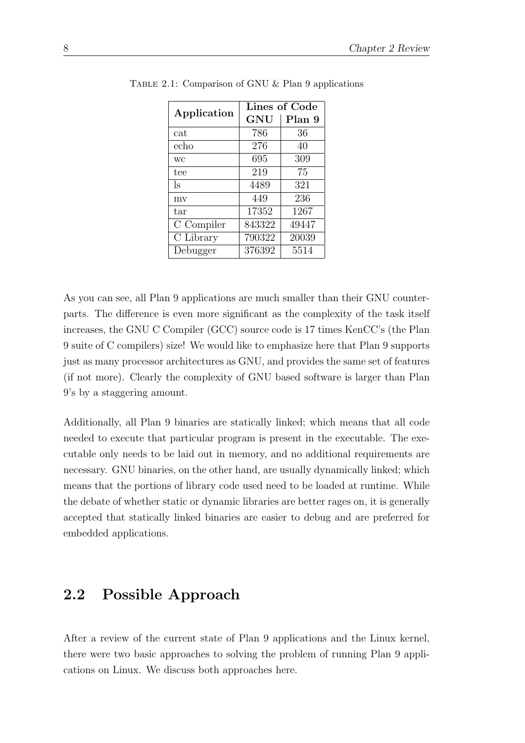Table 2.1: Comparison of GNU & Plan 9 applications

| **Application** | **Lines of Code** | |
|---|---|---|
| | **GNU** | **Plan 9** |
| cat | 786 | 36 |
| echo | 276 | 40 |
| wc | 695 | 309 |
| tee | 219 | 75 |
| ls | 4489 | 321 |
| mv | 449 | 236 |
| tar | 17352 | 1267 |
| C Compiler | 843322 | 49447 |
| C Library | 790322 | 20039 |
| Debugger | 376392 | 5514 |

As you can see, all Plan 9 applications are much smaller than their GNU counterparts. The difference is even more significant as the complexity of the task itself increases, the GNU C Compiler (GCC) source code is 17 times KenCC's (the Plan 9 suite of C compilers) size! We would like to emphasize here that Plan 9 supports just as many processor architectures as GNU, and provides the same set of features (if not more). Clearly the complexity of GNU based software is larger than Plan 9's by a staggering amount.

Additionally, all Plan 9 binaries are statically linked; which means that all code needed to execute that particular program is present in the executable. The executable only needs to be laid out in memory, and no additional requirements are necessary. GNU binaries, on the other hand, are usually dynamically linked; which means that the portions of library code used need to be loaded at runtime. While the debate of whether static or dynamic libraries are better rages on, it is generally accepted that statically linked binaries are easier to debug and are preferred for embedded applications.

## 2.2 Possible Approach

After a review of the current state of Plan 9 applications and the Linux kernel, there were two basic approaches to solving the problem of running Plan 9 applications on Linux. We discuss both approaches here.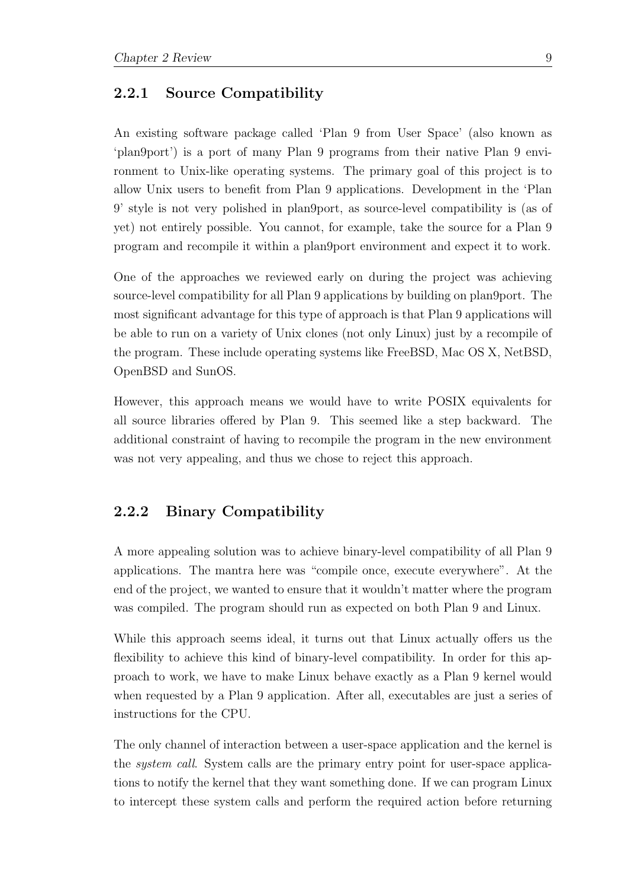### 2.2.1 Source Compatibility

An existing software package called 'Plan 9 from User Space' (also known as 'plan9port') is a port of many Plan 9 programs from their native Plan 9 environment to Unix-like operating systems. The primary goal of this project is to allow Unix users to benefit from Plan 9 applications. Development in the 'Plan 9' style is not very polished in plan9port, as source-level compatibility is (as of yet) not entirely possible. You cannot, for example, take the source for a Plan 9 program and recompile it within a plan9port environment and expect it to work.

One of the approaches we reviewed early on during the project was achieving source-level compatibility for all Plan 9 applications by building on plan9port. The most significant advantage for this type of approach is that Plan 9 applications will be able to run on a variety of Unix clones (not only Linux) just by a recompile of the program. These include operating systems like FreeBSD, Mac OS X, NetBSD, OpenBSD and SunOS.

However, this approach means we would have to write POSIX equivalents for all source libraries offered by Plan 9. This seemed like a step backward. The additional constraint of having to recompile the program in the new environment was not very appealing, and thus we chose to reject this approach.

### 2.2.2 Binary Compatibility

A more appealing solution was to achieve binary-level compatibility of all Plan 9 applications. The mantra here was "compile once, execute everywhere". At the end of the project, we wanted to ensure that it wouldn't matter where the program was compiled. The program should run as expected on both Plan 9 and Linux.

While this approach seems ideal, it turns out that Linux actually offers us the flexibility to achieve this kind of binary-level compatibility. In order for this approach to work, we have to make Linux behave exactly as a Plan 9 kernel would when requested by a Plan 9 application. After all, executables are just a series of instructions for the CPU.

The only channel of interaction between a user-space application and the kernel is the *system call*. System calls are the primary entry point for user-space applications to notify the kernel that they want something done. If we can program Linux to intercept these system calls and perform the required action before returning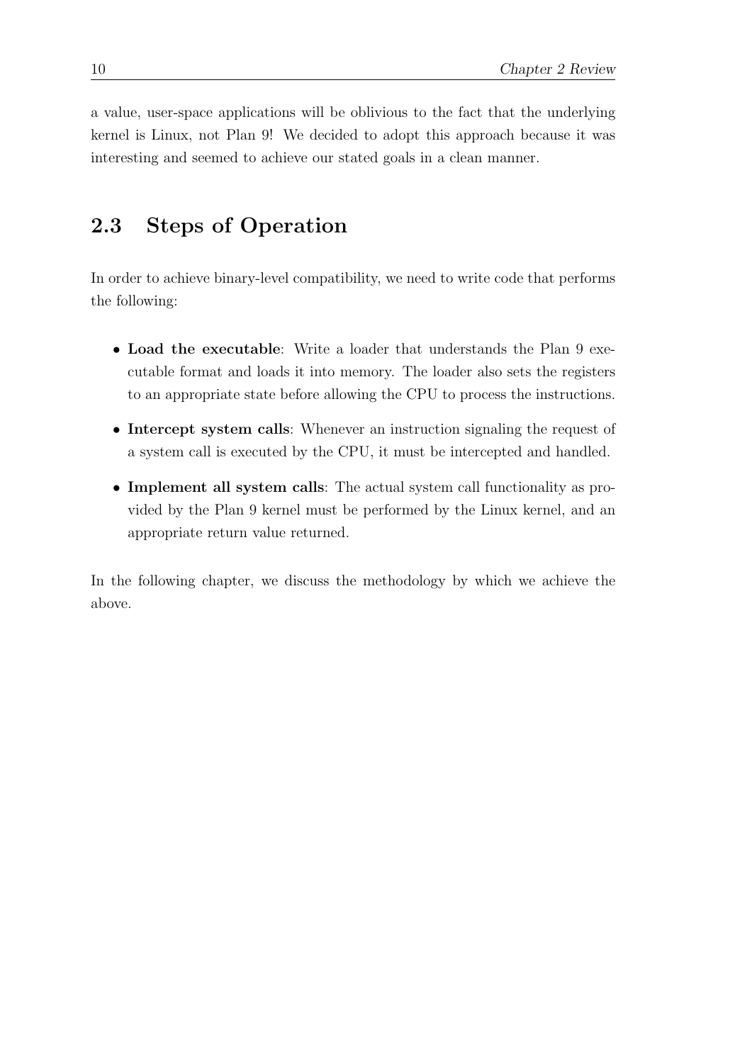a value, user-space applications will be oblivious to the fact that the underlying kernel is Linux, not Plan 9! We decided to adopt this approach because it was interesting and seemed to achieve our stated goals in a clean manner.

## 2.3 Steps of Operation

In order to achieve binary-level compatibility, we need to write code that performs the following:

- **Load the executable**: Write a loader that understands the Plan 9 executable format and loads it into memory. The loader also sets the registers to an appropriate state before allowing the CPU to process the instructions.
- **Intercept system calls**: Whenever an instruction signaling the request of a system call is executed by the CPU, it must be intercepted and handled.
- **Implement all system calls**: The actual system call functionality as provided by the Plan 9 kernel must be performed by the Linux kernel, and an appropriate return value returned.

In the following chapter, we discuss the methodology by which we achieve the above.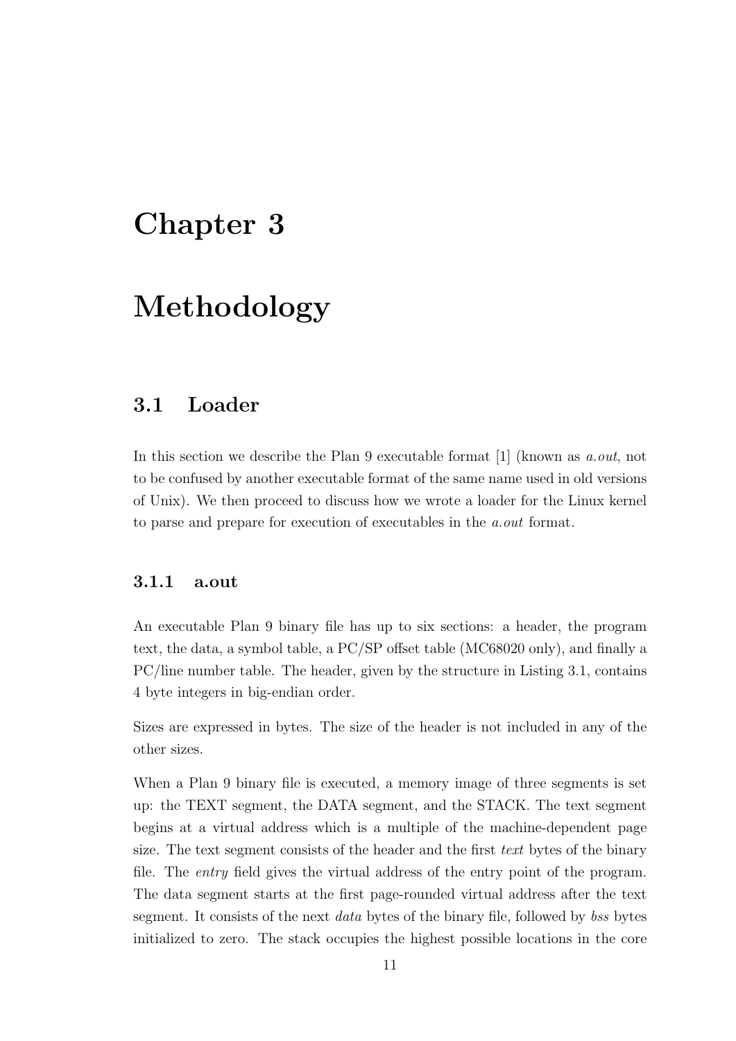# Chapter 3

# Methodology

## 3.1 Loader

In this section we describe the Plan 9 executable format [1] (known as *a.out*, not to be confused by another executable format of the same name used in old versions of Unix). We then proceed to discuss how we wrote a loader for the Linux kernel to parse and prepare for execution of executables in the *a.out* format.

### 3.1.1 a.out

An executable Plan 9 binary file has up to six sections: a header, the program text, the data, a symbol table, a PC/SP offset table (MC68020 only), and finally a PC/line number table. The header, given by the structure in Listing 3.1, contains 4 byte integers in big-endian order.

Sizes are expressed in bytes. The size of the header is not included in any of the other sizes.

When a Plan 9 binary file is executed, a memory image of three segments is set up: the TEXT segment, the DATA segment, and the STACK. The text segment begins at a virtual address which is a multiple of the machine-dependent page size. The text segment consists of the header and the first *text* bytes of the binary file. The *entry* field gives the virtual address of the entry point of the program. The data segment starts at the first page-rounded virtual address after the text segment. It consists of the next *data* bytes of the binary file, followed by *bss* bytes initialized to zero. The stack occupies the highest possible locations in the core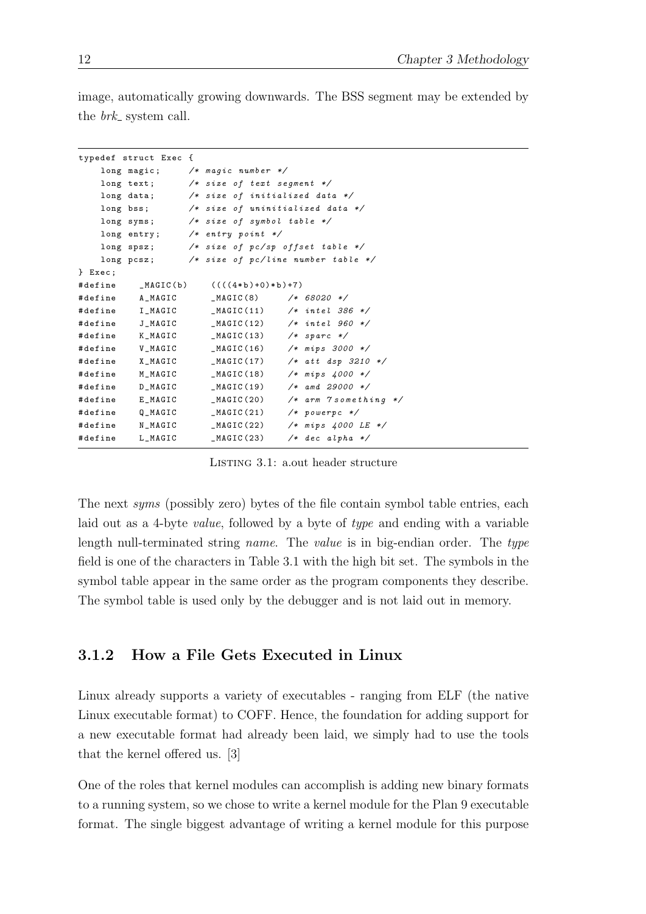image, automatically growing downwards. The BSS segment may be extended by the *brk_* system call.

```
typedef struct Exec {
    long magic;     /* magic number */
    long text;      /* size of text segment */
    long data;      /* size of initialized data */
    long bss;       /* size of uninitialized data */
    long syms;      /* size of symbol table */
    long entry;     /* entry point */
    long spsz;      /* size of pc/sp offset table */
    long pcsz;      /* size of pc/line number table */
} Exec;
#define    _MAGIC(b)    ((((4*b)+0)*b)+7)
#define    A_MAGIC      _MAGIC(8)     /* 68020 */
#define    I_MAGIC      _MAGIC(11)    /* intel 386 */
#define    J_MAGIC      _MAGIC(12)    /* intel 960 */
#define    K_MAGIC      _MAGIC(13)    /* sparc */
#define    V_MAGIC      _MAGIC(16)    /* mips 3000 */
#define    X_MAGIC      _MAGIC(17)    /* att dsp 3210 */
#define    M_MAGIC      _MAGIC(18)    /* mips 4000 */
#define    D_MAGIC      _MAGIC(19)    /* amd 29000 */
#define    E_MAGIC      _MAGIC(20)    /* arm 7something */
#define    Q_MAGIC      _MAGIC(21)    /* powerpc */
#define    N_MAGIC      _MAGIC(22)    /* mips 4000 LE */
#define    L_MAGIC      _MAGIC(23)    /* dec alpha */
```

LISTING 3.1: a.out header structure

The next *syms* (possibly zero) bytes of the file contain symbol table entries, each laid out as a 4-byte *value*, followed by a byte of *type* and ending with a variable length null-terminated string *name*. The *value* is in big-endian order. The *type* field is one of the characters in Table 3.1 with the high bit set. The symbols in the symbol table appear in the same order as the program components they describe. The symbol table is used only by the debugger and is not laid out in memory.

### 3.1.2 How a File Gets Executed in Linux

Linux already supports a variety of executables - ranging from ELF (the native Linux executable format) to COFF. Hence, the foundation for adding support for a new executable format had already been laid, we simply had to use the tools that the kernel offered us. [3]

One of the roles that kernel modules can accomplish is adding new binary formats to a running system, so we chose to write a kernel module for the Plan 9 executable format. The single biggest advantage of writing a kernel module for this purpose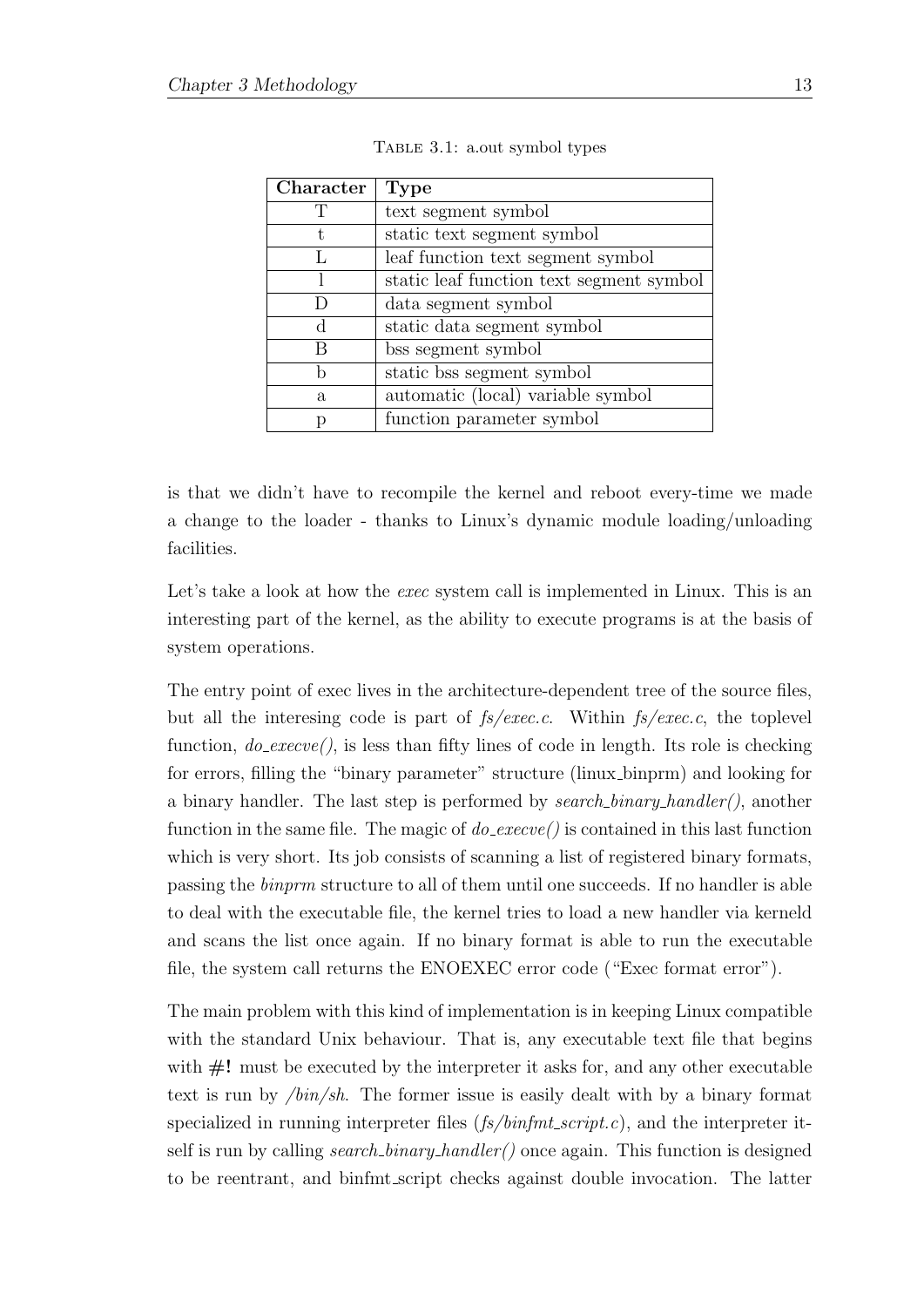Table 3.1: a.out symbol types

| Character | Type |
|---|---|
| T | text segment symbol |
| t | static text segment symbol |
| L | leaf function text segment symbol |
| l | static leaf function text segment symbol |
| D | data segment symbol |
| d | static data segment symbol |
| B | bss segment symbol |
| b | static bss segment symbol |
| a | automatic (local) variable symbol |
| p | function parameter symbol |

is that we didn't have to recompile the kernel and reboot every-time we made a change to the loader - thanks to Linux's dynamic module loading/unloading facilities.

Let's take a look at how the *exec* system call is implemented in Linux. This is an interesting part of the kernel, as the ability to execute programs is at the basis of system operations.

The entry point of exec lives in the architecture-dependent tree of the source files, but all the interesing code is part of *fs/exec.c*. Within *fs/exec.c*, the toplevel function, *do_execve()*, is less than fifty lines of code in length. Its role is checking for errors, filling the "binary parameter" structure (linux_binprm) and looking for a binary handler. The last step is performed by *search_binary_handler()*, another function in the same file. The magic of *do_execve()* is contained in this last function which is very short. Its job consists of scanning a list of registered binary formats, passing the *binprm* structure to all of them until one succeeds. If no handler is able to deal with the executable file, the kernel tries to load a new handler via kerneld and scans the list once again. If no binary format is able to run the executable file, the system call returns the ENOEXEC error code ("Exec format error").

The main problem with this kind of implementation is in keeping Linux compatible with the standard Unix behaviour. That is, any executable text file that begins with **#!** must be executed by the interpreter it asks for, and any other executable text is run by */bin/sh*. The former issue is easily dealt with by a binary format specialized in running interpreter files (*fs/binfmt_script.c*), and the interpreter itself is run by calling *search_binary_handler()* once again. This function is designed to be reentrant, and binfmt_script checks against double invocation. The latter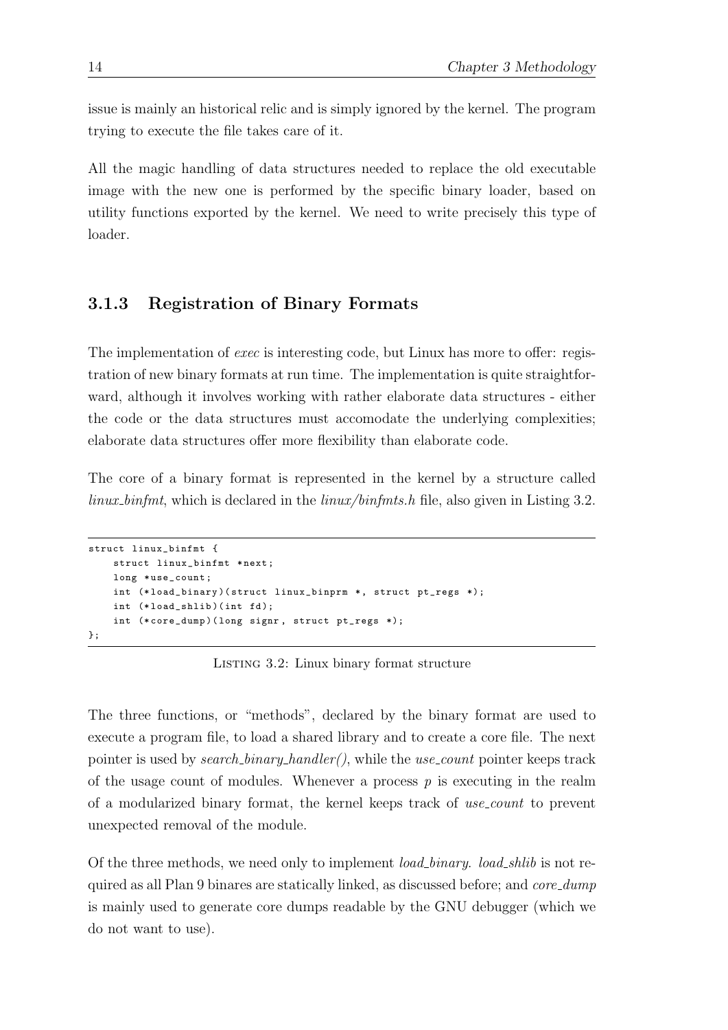issue is mainly an historical relic and is simply ignored by the kernel. The program trying to execute the file takes care of it.

All the magic handling of data structures needed to replace the old executable image with the new one is performed by the specific binary loader, based on utility functions exported by the kernel. We need to write precisely this type of loader.

### 3.1.3 Registration of Binary Formats

The implementation of *exec* is interesting code, but Linux has more to offer: registration of new binary formats at run time. The implementation is quite straightforward, although it involves working with rather elaborate data structures - either the code or the data structures must accomodate the underlying complexities; elaborate data structures offer more flexibility than elaborate code.

The core of a binary format is represented in the kernel by a structure called *linux_binfmt*, which is declared in the *linux/binfmts.h* file, also given in Listing 3.2.

```
struct linux_binfmt {
    struct linux_binfmt *next;
    long *use_count;
    int (*load_binary)(struct linux_binprm *, struct pt_regs *);
    int (*load_shlib)(int fd);
    int (*core_dump)(long signr, struct pt_regs *);
};
```

Listing 3.2: Linux binary format structure

The three functions, or "methods", declared by the binary format are used to execute a program file, to load a shared library and to create a core file. The next pointer is used by *search_binary_handler()*, while the *use_count* pointer keeps track of the usage count of modules. Whenever a process $p$ is executing in the realm of a modularized binary format, the kernel keeps track of *use_count* to prevent unexpected removal of the module.

Of the three methods, we need only to implement *load_binary*. *load_shlib* is not required as all Plan 9 binares are statically linked, as discussed before; and *core_dump* is mainly used to generate core dumps readable by the GNU debugger (which we do not want to use).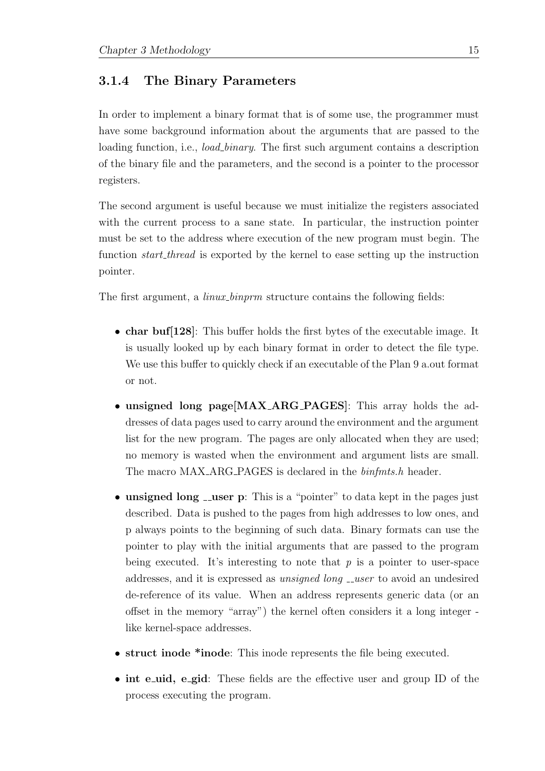### 3.1.4 The Binary Parameters

In order to implement a binary format that is of some use, the programmer must have some background information about the arguments that are passed to the loading function, i.e., *load_binary*. The first such argument contains a description of the binary file and the parameters, and the second is a pointer to the processor registers.

The second argument is useful because we must initialize the registers associated with the current process to a sane state. In particular, the instruction pointer must be set to the address where execution of the new program must begin. The function *start_thread* is exported by the kernel to ease setting up the instruction pointer.

The first argument, a *linux_binprm* structure contains the following fields:

- **char buf[128]**: This buffer holds the first bytes of the executable image. It is usually looked up by each binary format in order to detect the file type. We use this buffer to quickly check if an executable of the Plan 9 a.out format or not.
- **unsigned long page[MAX_ARG_PAGES]**: This array holds the addresses of data pages used to carry around the environment and the argument list for the new program. The pages are only allocated when they are used; no memory is wasted when the environment and argument lists are small. The macro MAX_ARG_PAGES is declared in the *binfmts.h* header.
- **unsigned long __user p**: This is a "pointer" to data kept in the pages just described. Data is pushed to the pages from high addresses to low ones, and p always points to the beginning of such data. Binary formats can use the pointer to play with the initial arguments that are passed to the program being executed. It's interesting to note that *p* is a pointer to user-space addresses, and it is expressed as *unsigned long __user* to avoid an undesired de-reference of its value. When an address represents generic data (or an offset in the memory "array") the kernel often considers it a long integer - like kernel-space addresses.
- **struct inode *inode**: This inode represents the file being executed.
- **int e_uid, e_gid**: These fields are the effective user and group ID of the process executing the program.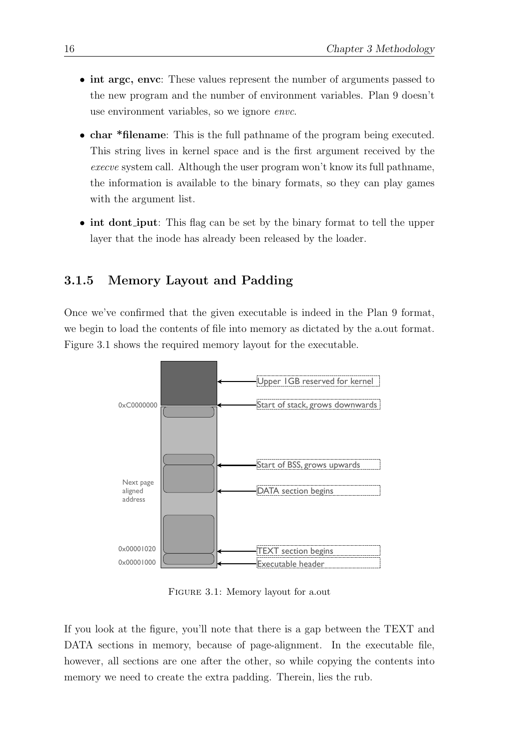- **int argc, envc**: These values represent the number of arguments passed to the new program and the number of environment variables. Plan 9 doesn't use environment variables, so we ignore *envc*.

- **char *filename**: This is the full pathname of the program being executed. This string lives in kernel space and is the first argument received by the *execve* system call. Although the user program won't know its full pathname, the information is available to the binary formats, so they can play games with the argument list.

- **int dont_iput**: This flag can be set by the binary format to tell the upper layer that the inode has already been released by the loader.

### 3.1.5 Memory Layout and Padding

Once we've confirmed that the given executable is indeed in the Plan 9 format, we begin to load the contents of file into memory as dictated by the a.out format. Figure 3.1 shows the required memory layout for the executable.

Figure 3.1: Memory layout for a.out

If you look at the figure, you'll note that there is a gap between the TEXT and DATA sections in memory, because of page-alignment. In the executable file, however, all sections are one after the other, so while copying the contents into memory we need to create the extra padding. Therein, lies the rub.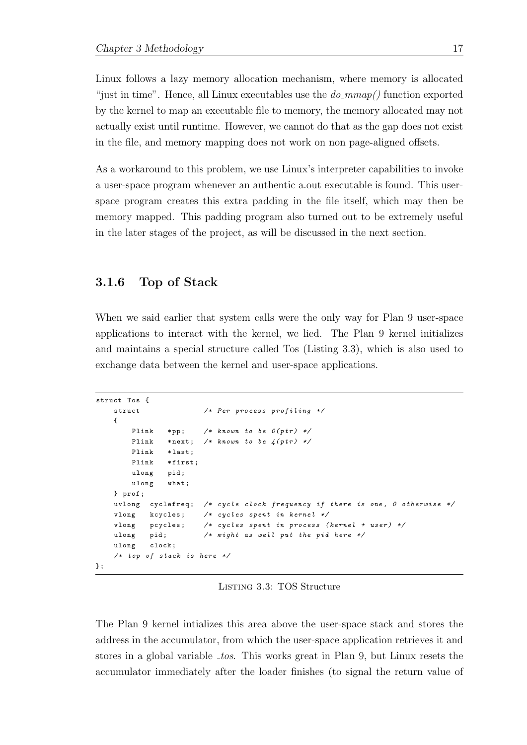Linux follows a lazy memory allocation mechanism, where memory is allocated "just in time". Hence, all Linux executables use the *do_mmap()* function exported by the kernel to map an executable file to memory, the memory allocated may not actually exist until runtime. However, we cannot do that as the gap does not exist in the file, and memory mapping does not work on non page-aligned offsets.

As a workaround to this problem, we use Linux's interpreter capabilities to invoke a user-space program whenever an authentic a.out executable is found. This user-space program creates this extra padding in the file itself, which may then be memory mapped. This padding program also turned out to be extremely useful in the later stages of the project, as will be discussed in the next section.

### 3.1.6 Top of Stack

When we said earlier that system calls were the only way for Plan 9 user-space applications to interact with the kernel, we lied. The Plan 9 kernel initializes and maintains a special structure called Tos (Listing 3.3), which is also used to exchange data between the kernel and user-space applications.

```
struct Tos {
    struct              /* Per process profiling */
    {
        Plink   *pp;    /* known to be 0(ptr) */
        Plink   *next;  /* known to be 4(ptr) */
        Plink   *last;
        Plink   *first;
        ulong   pid;
        ulong   what;
    } prof;
    uvlong  cyclefreq;  /* cycle clock frequency if there is one, 0 otherwise */
    vlong   kcycles;    /* cycles spent in kernel */
    vlong   pcycles;    /* cycles spent in process (kernel + user) */
    ulong   pid;        /* might as well put the pid here */
    ulong   clock;
    /* top of stack is here */
};
```

Listing 3.3: TOS Structure

The Plan 9 kernel intializes this area above the user-space stack and stores the address in the accumulator, from which the user-space application retrieves it and stores in a global variable *_tos*. This works great in Plan 9, but Linux resets the accumulator immediately after the loader finishes (to signal the return value of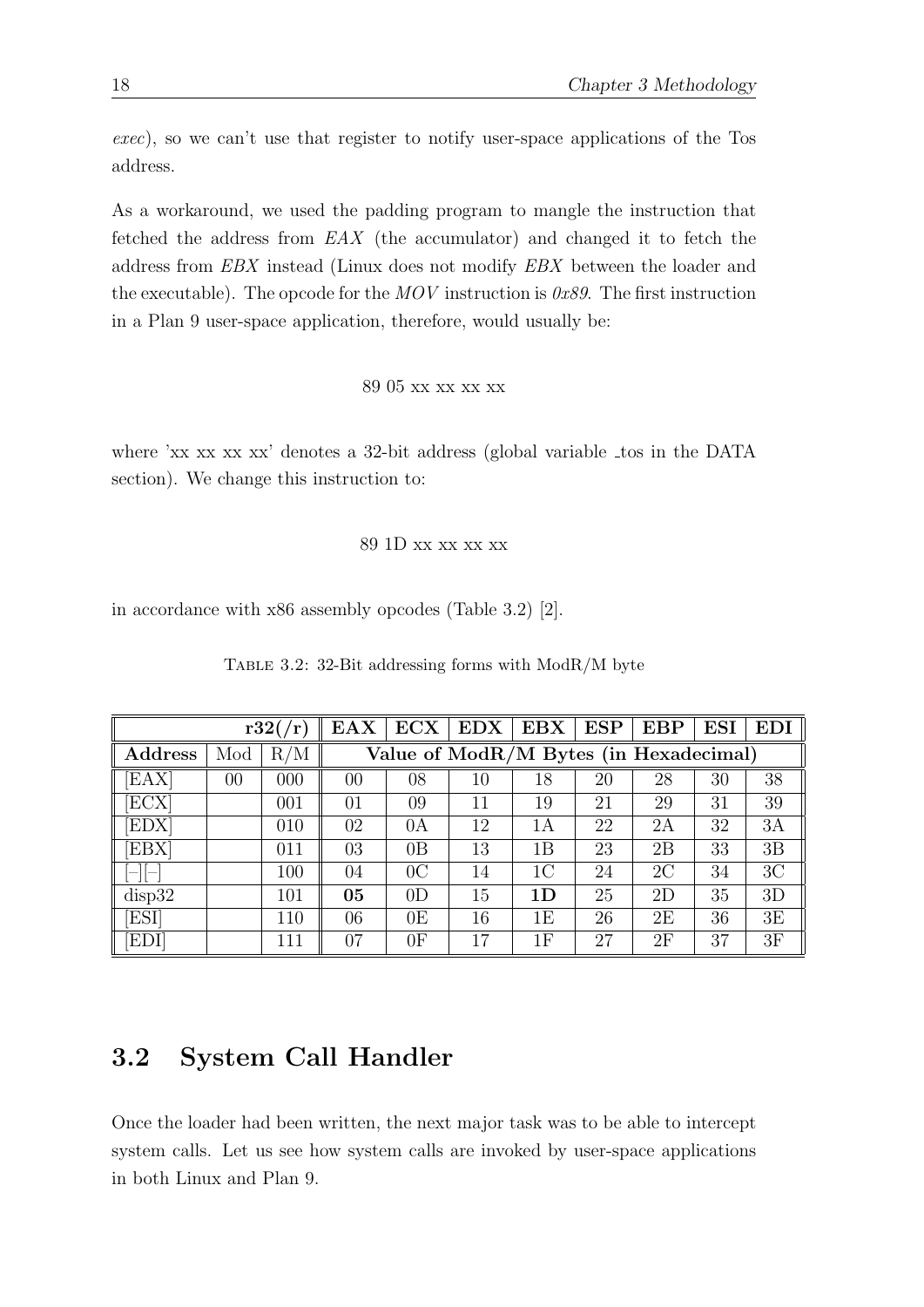*exec*), so we can't use that register to notify user-space applications of the Tos address.

As a workaround, we used the padding program to mangle the instruction that fetched the address from *EAX* (the accumulator) and changed it to fetch the address from *EBX* instead (Linux does not modify *EBX* between the loader and the executable). The opcode for the *MOV* instruction is *0x89*. The first instruction in a Plan 9 user-space application, therefore, would usually be:

```
89 05 xx xx xx xx
```

where 'xx xx xx xx' denotes a 32-bit address (global variable _tos in the DATA section). We change this instruction to:

```
89 1D xx xx xx xx
```

in accordance with x86 assembly opcodes (Table 3.2) [2].

Table 3.2: 32-Bit addressing forms with ModR/M byte

| | | **r32(/r)** | **EAX** | **ECX** | **EDX** | **EBX** | **ESP** | **EBP** | **ESI** | **EDI** |
|---|---|---|---|---|---|---|---|---|---|---|
| **Address** | Mod | R/M | **Value of ModR/M Bytes (in Hexadecimal)** | | | | | | | |
| [EAX] | 00 | 000 | 00 | 08 | 10 | 18 | 20 | 28 | 30 | 38 |
| [ECX] | | 001 | 01 | 09 | 11 | 19 | 21 | 29 | 31 | 39 |
| [EDX] | | 010 | 02 | 0A | 12 | 1A | 22 | 2A | 32 | 3A |
| [EBX] | | 011 | 03 | 0B | 13 | 1B | 23 | 2B | 33 | 3B |
| [–][–] | | 100 | 04 | 0C | 14 | 1C | 24 | 2C | 34 | 3C |
| disp32 | | 101 | **05** | 0D | 15 | **1D** | 25 | 2D | 35 | 3D |
| [ESI] | | 110 | 06 | 0E | 16 | 1E | 26 | 2E | 36 | 3E |
| [EDI] | | 111 | 07 | 0F | 17 | 1F | 27 | 2F | 37 | 3F |

## 3.2 System Call Handler

Once the loader had been written, the next major task was to be able to intercept system calls. Let us see how system calls are invoked by user-space applications in both Linux and Plan 9.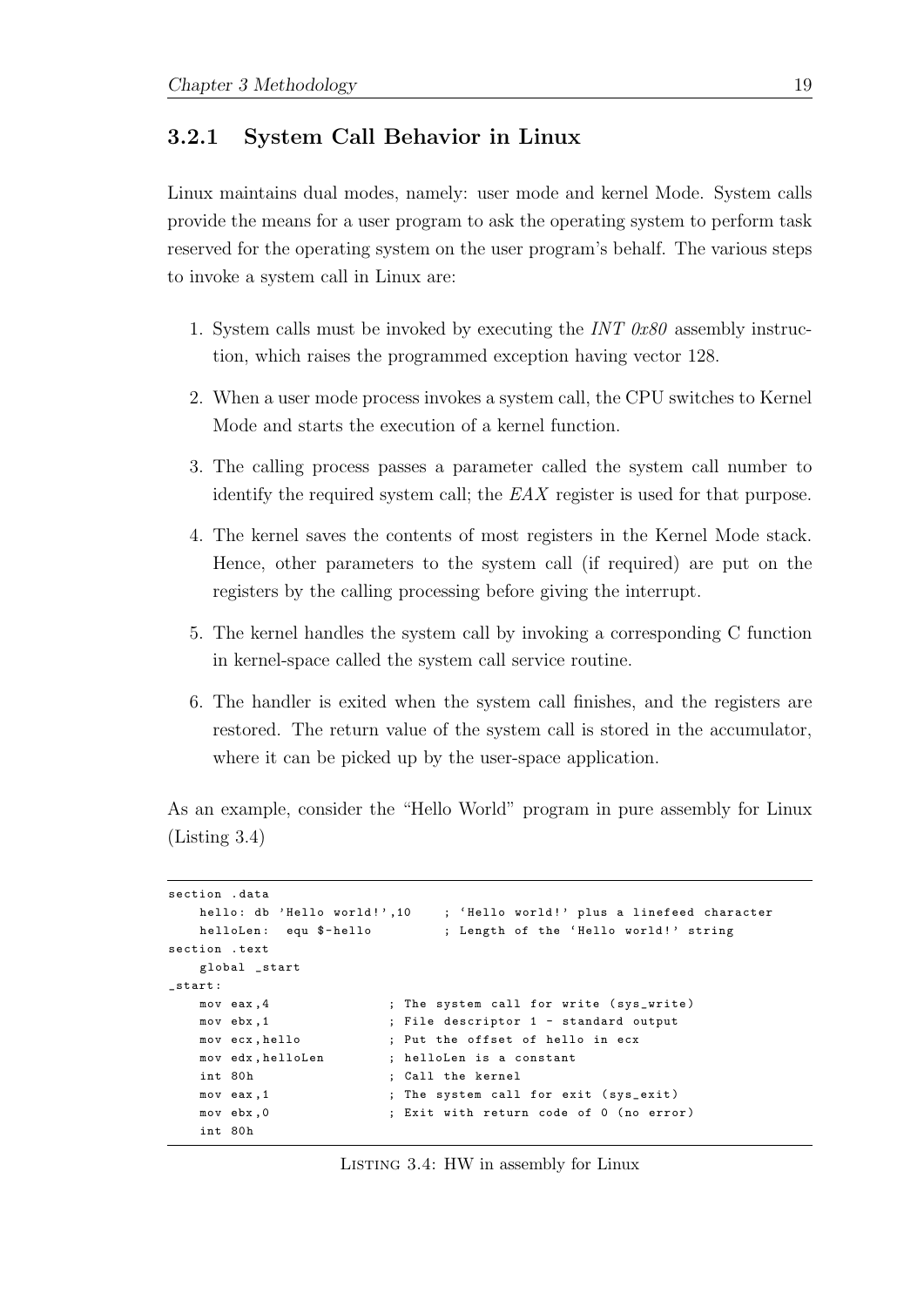### 3.2.1 System Call Behavior in Linux

Linux maintains dual modes, namely: user mode and kernel Mode. System calls provide the means for a user program to ask the operating system to perform task reserved for the operating system on the user program's behalf. The various steps to invoke a system call in Linux are:

1. System calls must be invoked by executing the *INT 0x80* assembly instruction, which raises the programmed exception having vector 128.
2. When a user mode process invokes a system call, the CPU switches to Kernel Mode and starts the execution of a kernel function.
3. The calling process passes a parameter called the system call number to identify the required system call; the *EAX* register is used for that purpose.
4. The kernel saves the contents of most registers in the Kernel Mode stack. Hence, other parameters to the system call (if required) are put on the registers by the calling processing before giving the interrupt.
5. The kernel handles the system call by invoking a corresponding C function in kernel-space called the system call service routine.
6. The handler is exited when the system call finishes, and the registers are restored. The return value of the system call is stored in the accumulator, where it can be picked up by the user-space application.

As an example, consider the "Hello World" program in pure assembly for Linux (Listing 3.4)

```
section .data
    hello: db 'Hello world!',10    ; 'Hello world!' plus a linefeed character
    helloLen:  equ $-hello         ; Length of the 'Hello world!' string
section .text
    global _start
_start:
    mov eax,4                ; The system call for write (sys_write)
    mov ebx,1                ; File descriptor 1 - standard output
    mov ecx,hello            ; Put the offset of hello in ecx
    mov edx,helloLen         ; helloLen is a constant
    int 80h                  ; Call the kernel
    mov eax,1                ; The system call for exit (sys_exit)
    mov ebx,0                ; Exit with return code of 0 (no error)
    int 80h
```

Listing 3.4: HW in assembly for Linux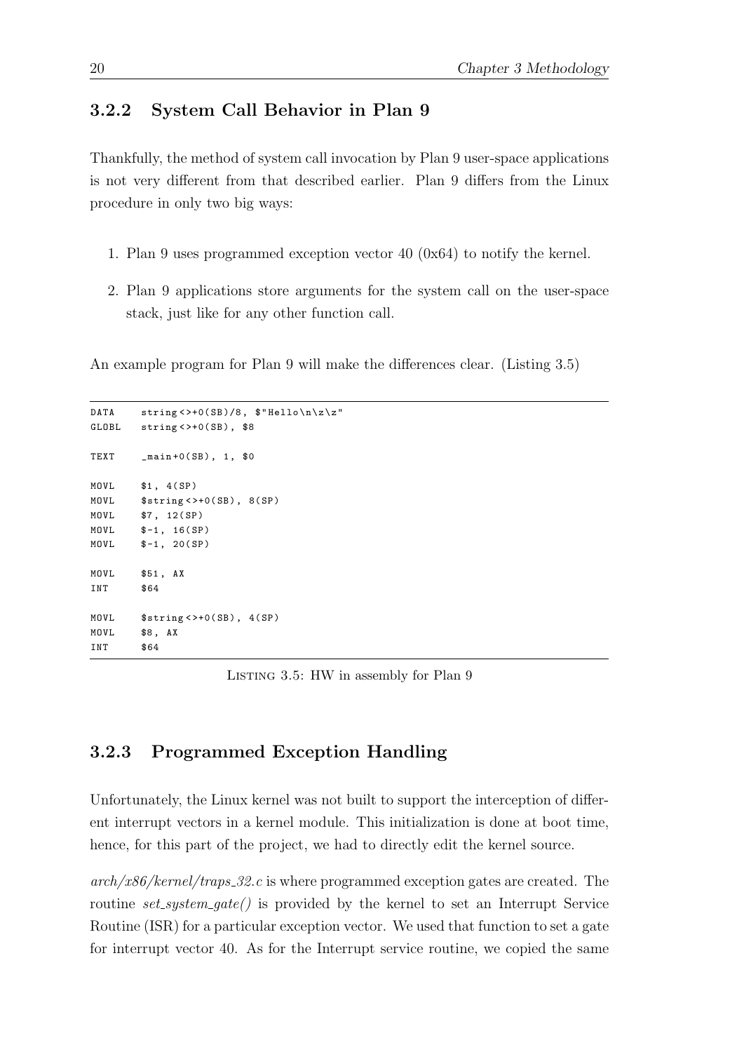### 3.2.2 System Call Behavior in Plan 9

Thankfully, the method of system call invocation by Plan 9 user-space applications is not very different from that described earlier. Plan 9 differs from the Linux procedure in only two big ways:

1. Plan 9 uses programmed exception vector 40 (0x64) to notify the kernel.
2. Plan 9 applications store arguments for the system call on the user-space stack, just like for any other function call.

An example program for Plan 9 will make the differences clear. (Listing 3.5)

```
DATA    string<>+0(SB)/8, $"Hello\n\z\z"
GLOBL   string<>+0(SB), $8

TEXT    _main+0(SB), 1, $0

MOVL    $1, 4(SP)
MOVL    $string<>+0(SB), 8(SP)
MOVL    $7, 12(SP)
MOVL    $-1, 16(SP)
MOVL    $-1, 20(SP)

MOVL    $51, AX
INT     $64

MOVL    $string<>+0(SB), 4(SP)
MOVL    $8, AX
INT     $64
```

Listing 3.5: HW in assembly for Plan 9

### 3.2.3 Programmed Exception Handling

Unfortunately, the Linux kernel was not built to support the interception of different interrupt vectors in a kernel module. This initialization is done at boot time, hence, for this part of the project, we had to directly edit the kernel source.

*arch/x86/kernel/traps_32.c* is where programmed exception gates are created. The routine *set_system_gate()* is provided by the kernel to set an Interrupt Service Routine (ISR) for a particular exception vector. We used that function to set a gate for interrupt vector 40. As for the Interrupt service routine, we copied the same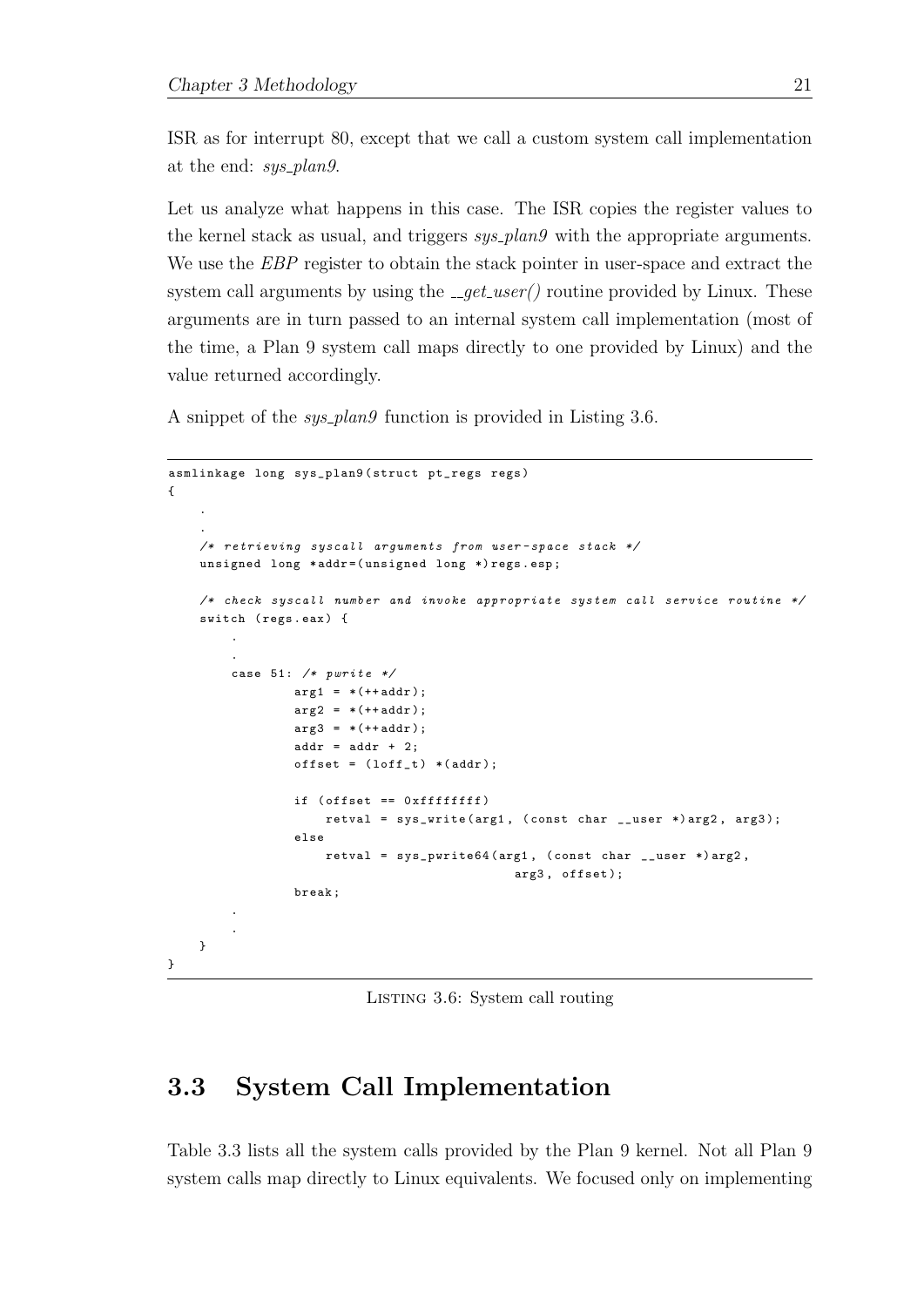ISR as for interrupt 80, except that we call a custom system call implementation at the end: *sys_plan9*.

Let us analyze what happens in this case. The ISR copies the register values to the kernel stack as usual, and triggers *sys_plan9* with the appropriate arguments. We use the *EBP* register to obtain the stack pointer in user-space and extract the system call arguments by using the *__get_user()* routine provided by Linux. These arguments are in turn passed to an internal system call implementation (most of the time, a Plan 9 system call maps directly to one provided by Linux) and the value returned accordingly.

A snippet of the *sys_plan9* function is provided in Listing 3.6.

```
asmlinkage long sys_plan9(struct pt_regs regs)
{
    .
    .
    /* retrieving syscall arguments from user-space stack */
    unsigned long *addr=(unsigned long *)regs.esp;

    /* check syscall number and invoke appropriate system call service routine */
    switch (regs.eax) {
        .
        .
        case 51: /* pwrite */
                arg1 = *(++addr);
                arg2 = *(++addr);
                arg3 = *(++addr);
                addr = addr + 2;
                offset = (loff_t) *(addr);

                if (offset == 0xffffffff)
                    retval = sys_write(arg1, (const char __user *)arg2, arg3);
                else
                    retval = sys_pwrite64(arg1, (const char __user *)arg2,
                                          arg3, offset);
                break;
        .
        .
    }
}
```

LISTING 3.6: System call routing

## 3.3 System Call Implementation

Table 3.3 lists all the system calls provided by the Plan 9 kernel. Not all Plan 9 system calls map directly to Linux equivalents. We focused only on implementing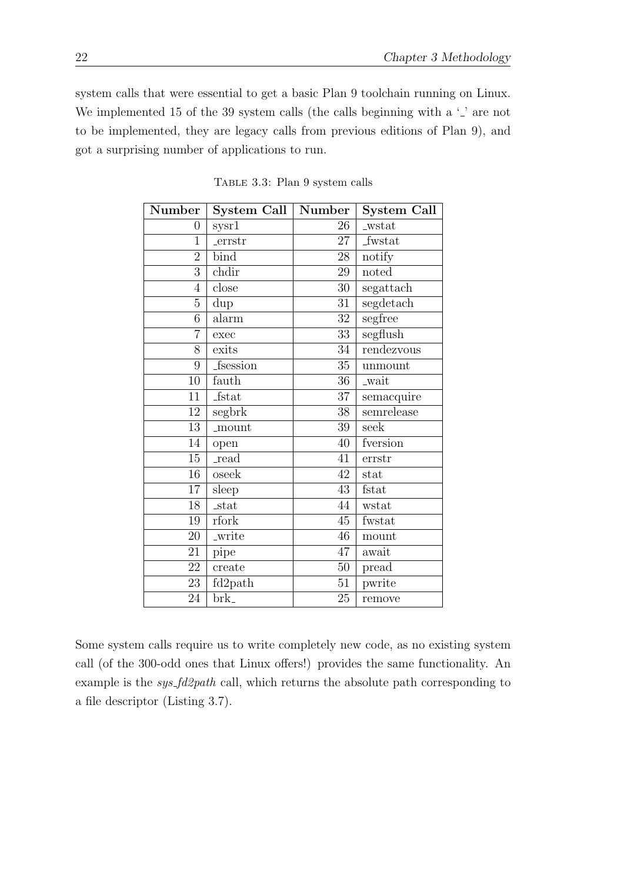system calls that were essential to get a basic Plan 9 toolchain running on Linux. We implemented 15 of the 39 system calls (the calls beginning with a '_' are not to be implemented, they are legacy calls from previous editions of Plan 9), and got a surprising number of applications to run.

TABLE 3.3: Plan 9 system calls

| Number | System Call | Number | System Call |
|---|---|---|---|
| 0 | sysr1 | 26 | _wstat |
| 1 | _errstr | 27 | _fwstat |
| 2 | bind | 28 | notify |
| 3 | chdir | 29 | noted |
| 4 | close | 30 | segattach |
| 5 | dup | 31 | segdetach |
| 6 | alarm | 32 | segfree |
| 7 | exec | 33 | segflush |
| 8 | exits | 34 | rendezvous |
| 9 | _fsession | 35 | unmount |
| 10 | fauth | 36 | _wait |
| 11 | _fstat | 37 | semacquire |
| 12 | segbrk | 38 | semrelease |
| 13 | _mount | 39 | seek |
| 14 | open | 40 | fversion |
| 15 | _read | 41 | errstr |
| 16 | oseek | 42 | stat |
| 17 | sleep | 43 | fstat |
| 18 | _stat | 44 | wstat |
| 19 | rfork | 45 | fwstat |
| 20 | _write | 46 | mount |
| 21 | pipe | 47 | await |
| 22 | create | 50 | pread |
| 23 | fd2path | 51 | pwrite |
| 24 | brk_ | 25 | remove |

Some system calls require us to write completely new code, as no existing system call (of the 300-odd ones that Linux offers!) provides the same functionality. An example is the *sys_fd2path* call, which returns the absolute path corresponding to a file descriptor (Listing 3.7).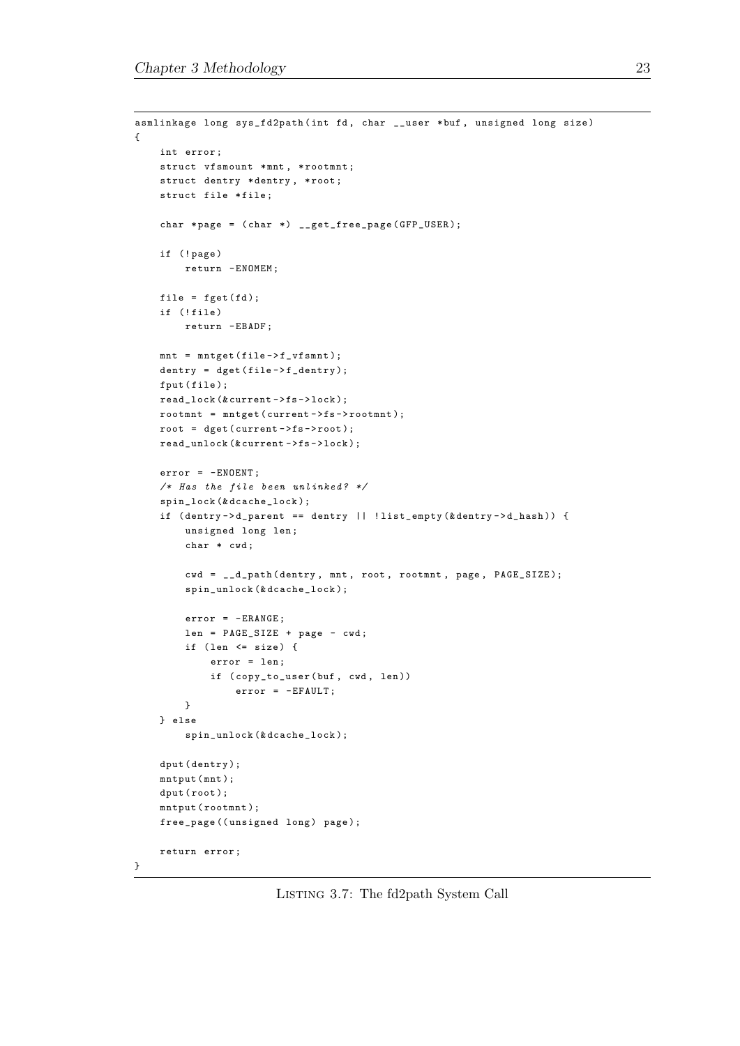```c
asmlinkage long sys_fd2path(int fd, char __user *buf, unsigned long size)
{
    int error;
    struct vfsmount *mnt, *rootmnt;
    struct dentry *dentry, *root;
    struct file *file;

    char *page = (char *) __get_free_page(GFP_USER);

    if (!page)
        return -ENOMEM;

    file = fget(fd);
    if (!file)
        return -EBADF;

    mnt = mntget(file->f_vfsmnt);
    dentry = dget(file->f_dentry);
    fput(file);
    read_lock(&current->fs->lock);
    rootmnt = mntget(current->fs->rootmnt);
    root = dget(current->fs->root);
    read_unlock(&current->fs->lock);

    error = -ENOENT;
    /* Has the file been unlinked? */
    spin_lock(&dcache_lock);
    if (dentry->d_parent == dentry || !list_empty(&dentry->d_hash)) {
        unsigned long len;
        char * cwd;

        cwd = __d_path(dentry, mnt, root, rootmnt, page, PAGE_SIZE);
        spin_unlock(&dcache_lock);

        error = -ERANGE;
        len = PAGE_SIZE + page - cwd;
        if (len <= size) {
            error = len;
            if (copy_to_user(buf, cwd, len))
                error = -EFAULT;
        }
    } else
        spin_unlock(&dcache_lock);

    dput(dentry);
    mntput(mnt);
    dput(root);
    mntput(rootmnt);
    free_page((unsigned long) page);

    return error;
}
```

Listing 3.7: The fd2path System Call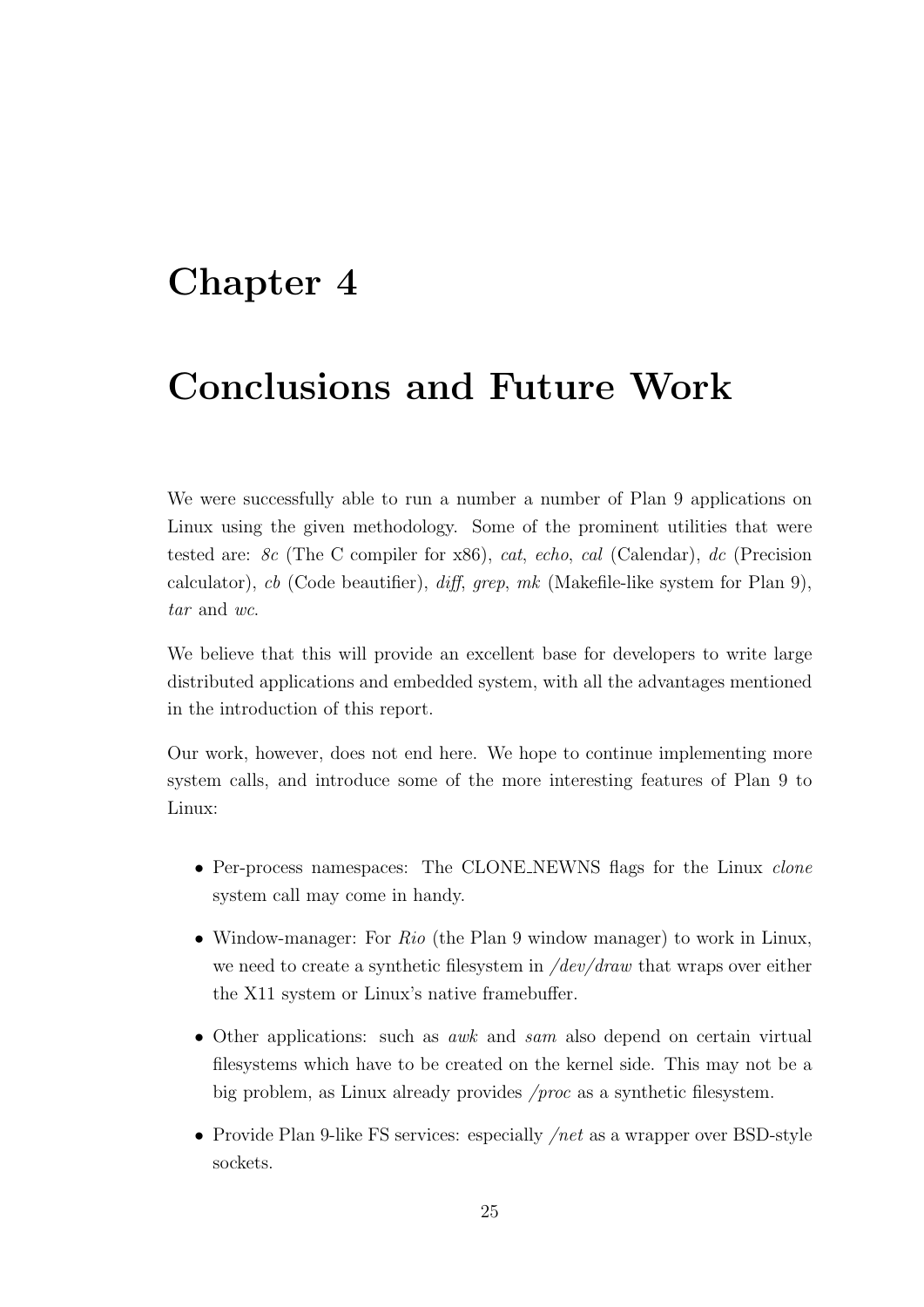# Chapter 4

# Conclusions and Future Work

We were successfully able to run a number a number of Plan 9 applications on Linux using the given methodology. Some of the prominent utilities that were tested are: *8c* (The C compiler for x86), *cat*, *echo*, *cal* (Calendar), *dc* (Precision calculator), *cb* (Code beautifier), *diff*, *grep*, *mk* (Makefile-like system for Plan 9), *tar* and *wc*.

We believe that this will provide an excellent base for developers to write large distributed applications and embedded system, with all the advantages mentioned in the introduction of this report.

Our work, however, does not end here. We hope to continue implementing more system calls, and introduce some of the more interesting features of Plan 9 to Linux:

- Per-process namespaces: The CLONE_NEWNS flags for the Linux *clone* system call may come in handy.
- Window-manager: For *Rio* (the Plan 9 window manager) to work in Linux, we need to create a synthetic filesystem in */dev/draw* that wraps over either the X11 system or Linux's native framebuffer.
- Other applications: such as *awk* and *sam* also depend on certain virtual filesystems which have to be created on the kernel side. This may not be a big problem, as Linux already provides */proc* as a synthetic filesystem.
- Provide Plan 9-like FS services: especially */net* as a wrapper over BSD-style sockets.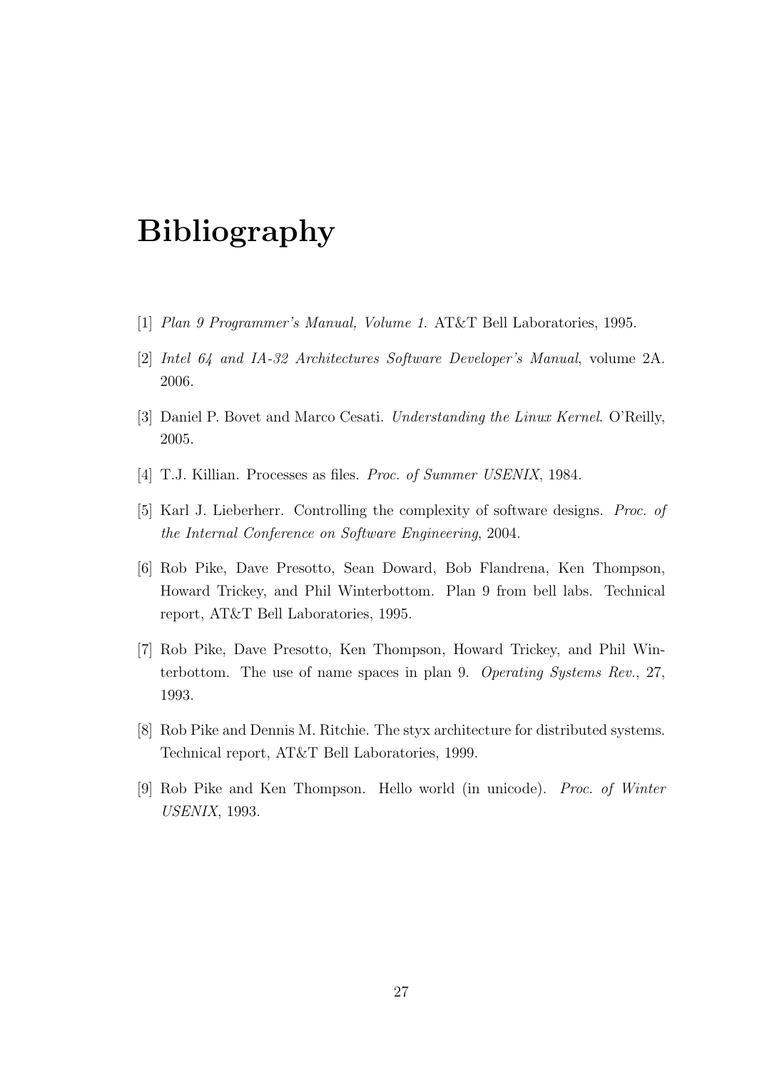# Bibliography

[1] *Plan 9 Programmer's Manual, Volume 1.* AT&T Bell Laboratories, 1995.

[2] *Intel 64 and IA-32 Architectures Software Developer's Manual*, volume 2A. 2006.

[3] Daniel P. Bovet and Marco Cesati. *Understanding the Linux Kernel*. O'Reilly, 2005.

[4] T.J. Killian. Processes as files. *Proc. of Summer USENIX*, 1984.

[5] Karl J. Lieberherr. Controlling the complexity of software designs. *Proc. of the Internal Conference on Software Engineering*, 2004.

[6] Rob Pike, Dave Presotto, Sean Doward, Bob Flandrena, Ken Thompson, Howard Trickey, and Phil Winterbottom. Plan 9 from bell labs. Technical report, AT&T Bell Laboratories, 1995.

[7] Rob Pike, Dave Presotto, Ken Thompson, Howard Trickey, and Phil Winterbottom. The use of name spaces in plan 9. *Operating Systems Rev.*, 27, 1993.

[8] Rob Pike and Dennis M. Ritchie. The styx architecture for distributed systems. Technical report, AT&T Bell Laboratories, 1999.

[9] Rob Pike and Ken Thompson. Hello world (in unicode). *Proc. of Winter USENIX*, 1993.